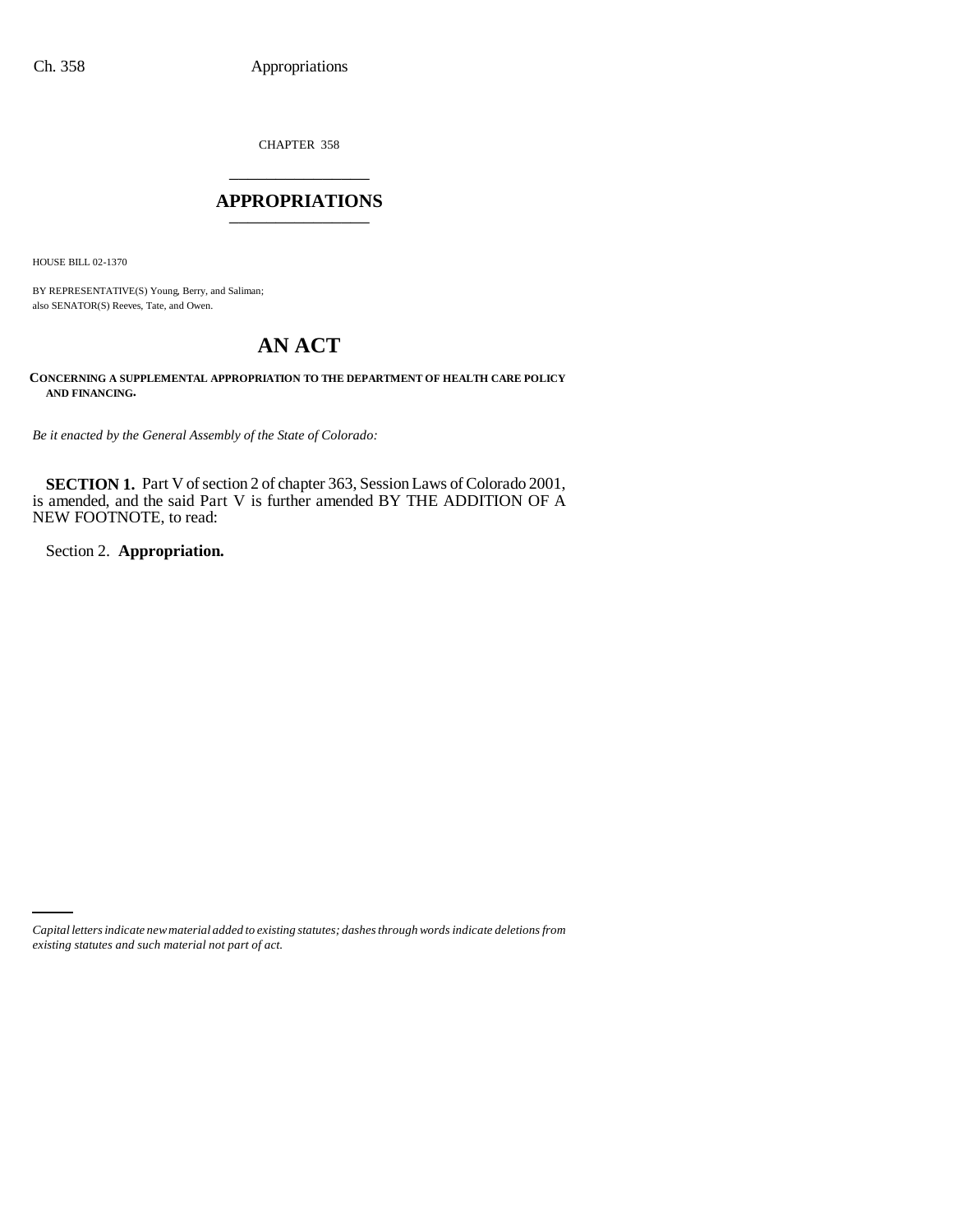CHAPTER 358

# APPROPRIATIONS

HOUSE BILL 02-1370

BY REPRESENTATIVE(S) Young, Berry, and Saliman;
also SENATOR(S) Reeves, Tate, and Owen.

# AN ACT

**CONCERNING A SUPPLEMENTAL APPROPRIATION TO THE DEPARTMENT OF HEALTH CARE POLICY AND FINANCING.**

*Be it enacted by the General Assembly of the State of Colorado:*

**SECTION 1.** Part V of section 2 of chapter 363, Session Laws of Colorado 2001, is amended, and the said Part V is further amended BY THE ADDITION OF A NEW FOOTNOTE, to read:

Section 2. **Appropriation.**

*Capital letters indicate new material added to existing statutes; dashes through words indicate deletions from existing statutes and such material not part of act.*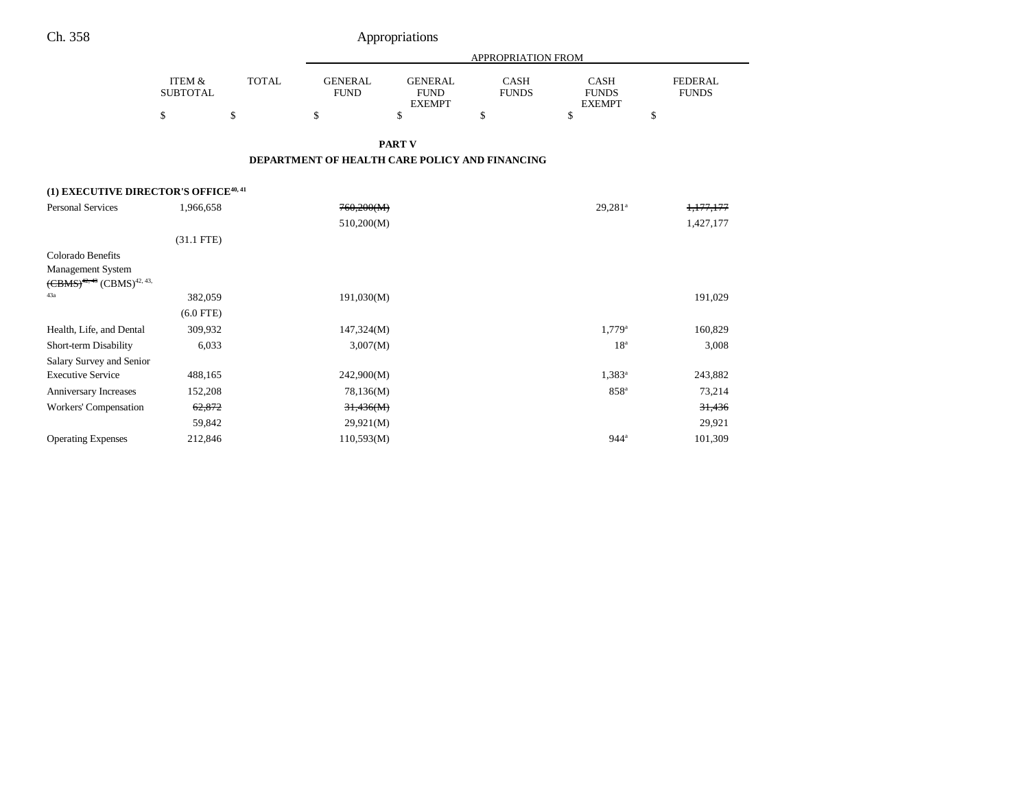## PART V

## DEPARTMENT OF HEALTH CARE POLICY AND FINANCING

| | ITEM & SUBTOTAL | TOTAL | APPROPRIATION FROM GENERAL FUND | GENERAL FUND EXEMPT | CASH FUNDS | CASH FUNDS EXEMPT | FEDERAL FUNDS |
|---|---|---|---|---|---|---|---|
| | $ | $ | $ | $ | $ | $ | $ |
| **(1) EXECUTIVE DIRECTOR'S OFFICE**[40, 41] | | | | | | | |
| Personal Services | 1,966,658 | | ~~760,200(M)~~ | | | 29,281[a] | ~~1,177,177~~ |
| | | | 510,200(M) | | | | 1,427,177 |
| | (31.1 FTE) | | | | | | |
| Colorado Benefits Management System ~~(CBMS)~~[42, 43] (CBMS)[42, 43, 43a] | 382,059 | | 191,030(M) | | | | 191,029 |
| | (6.0 FTE) | | | | | | |
| Health, Life, and Dental | 309,932 | | 147,324(M) | | | 1,779[a] | 160,829 |
| Short-term Disability | 6,033 | | 3,007(M) | | | 18[a] | 3,008 |
| Salary Survey and Senior Executive Service | 488,165 | | 242,900(M) | | | 1,383[a] | 243,882 |
| Anniversary Increases | 152,208 | | 78,136(M) | | | 858[a] | 73,214 |
| Workers' Compensation | ~~62,872~~ | | ~~31,436(M)~~ | | | | ~~31,436~~ |
| | 59,842 | | 29,921(M) | | | | 29,921 |
| Operating Expenses | 212,846 | | 110,593(M) | | | 944[a] | 101,309 |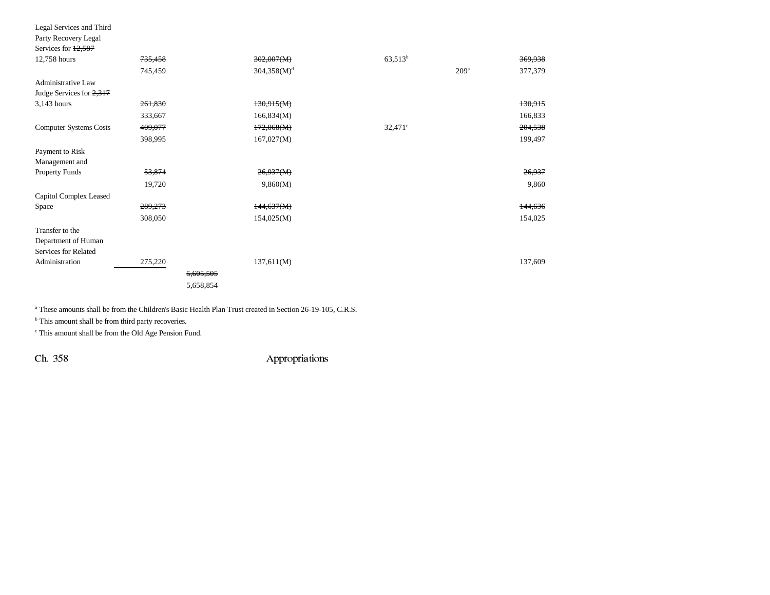| | | | | | | |
|---|---|---|---|---|---|---|
| Legal Services and Third Party Recovery Legal Services for ~~12,587~~ 12,758 hours | ~~735,458~~ | | ~~302,007(M)~~ | 63,513[b] | | ~~369,938~~ |
| | 745,459 | | 304,358(M)[d] | | 209[a] | 377,379 |
| Administrative Law Judge Services for ~~2,317~~ 3,143 hours | ~~261,830~~ | | ~~130,915(M)~~ | | | ~~130,915~~ |
| | 333,667 | | 166,834(M) | | | 166,833 |
| Computer Systems Costs | ~~409,077~~ | | ~~172,068(M)~~ | 32,471[c] | | ~~204,538~~ |
| | 398,995 | | 167,027(M) | | | 199,497 |
| Payment to Risk Management and Property Funds | ~~53,874~~ | | ~~26,937(M)~~ | | | ~~26,937~~ |
| | 19,720 | | 9,860(M) | | | 9,860 |
| Capitol Complex Leased Space | ~~289,273~~ | | ~~144,637(M)~~ | | | ~~144,636~~ |
| | 308,050 | | 154,025(M) | | | 154,025 |
| Transfer to the Department of Human Services for Related Administration | 275,220 | | 137,611(M) | | | 137,609 |
| | | ~~5,605,505~~ | | | | |
| | | 5,658,854 | | | | |

[a] These amounts shall be from the Children's Basic Health Plan Trust created in Section 26-19-105, C.R.S.

[b] This amount shall be from third party recoveries.

[c] This amount shall be from the Old Age Pension Fund.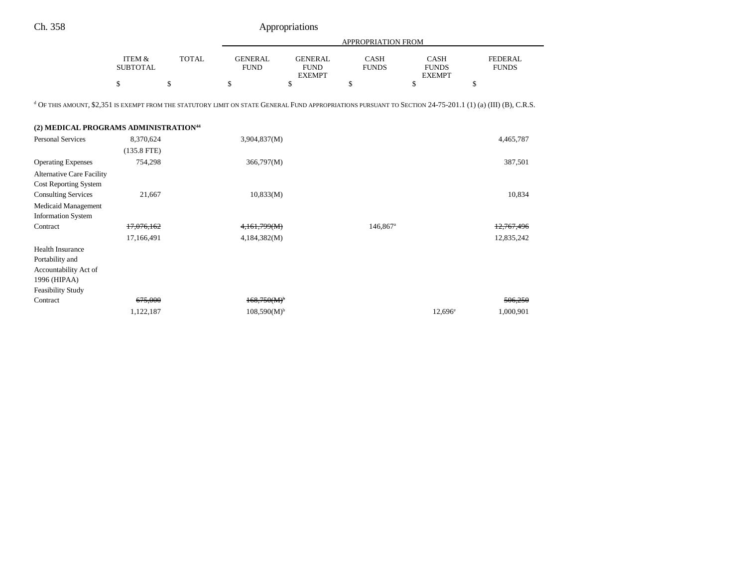| | ITEM & SUBTOTAL | TOTAL | APPROPRIATION FROM GENERAL FUND | GENERAL FUND EXEMPT | CASH FUNDS | CASH FUNDS EXEMPT | FEDERAL FUNDS |
|---|---|---|---|---|---|---|---|
| | $ | $ | $ | $ | $ | $ | $ |

[d] Of this amount, $2,351 is exempt from the statutory limit on state General Fund appropriations pursuant to Section 24-75-201.1 (1) (a) (III) (B), C.R.S.

**(2) MEDICAL PROGRAMS ADMINISTRATION[44]**

| | ITEM & SUBTOTAL | TOTAL | GENERAL FUND | GENERAL FUND EXEMPT | CASH FUNDS | CASH FUNDS EXEMPT | FEDERAL FUNDS |
|---|---|---|---|---|---|---|---|
| Personal Services | 8,370,624 | | 3,904,837(M) | | | | 4,465,787 |
| | (135.8 FTE) | | | | | | |
| Operating Expenses | 754,298 | | 366,797(M) | | | | 387,501 |
| Alternative Care Facility Cost Reporting System Consulting Services | 21,667 | | 10,833(M) | | | | 10,834 |
| Medicaid Management Information System Contract | ~~17,076,162~~ | | ~~4,161,799(M)~~ | | 146,867[a] | | ~~12,767,496~~ |
| | 17,166,491 | | 4,184,382(M) | | | | 12,835,242 |
| Health Insurance Portability and Accountability Act of 1996 (HIPAA) Feasibility Study Contract | ~~675,000~~ | | ~~168,750(M)[b]~~ | | | | ~~506,250~~ |
| | 1,122,187 | | 108,590(M)[b] | | | 12,696[e] | 1,000,901 |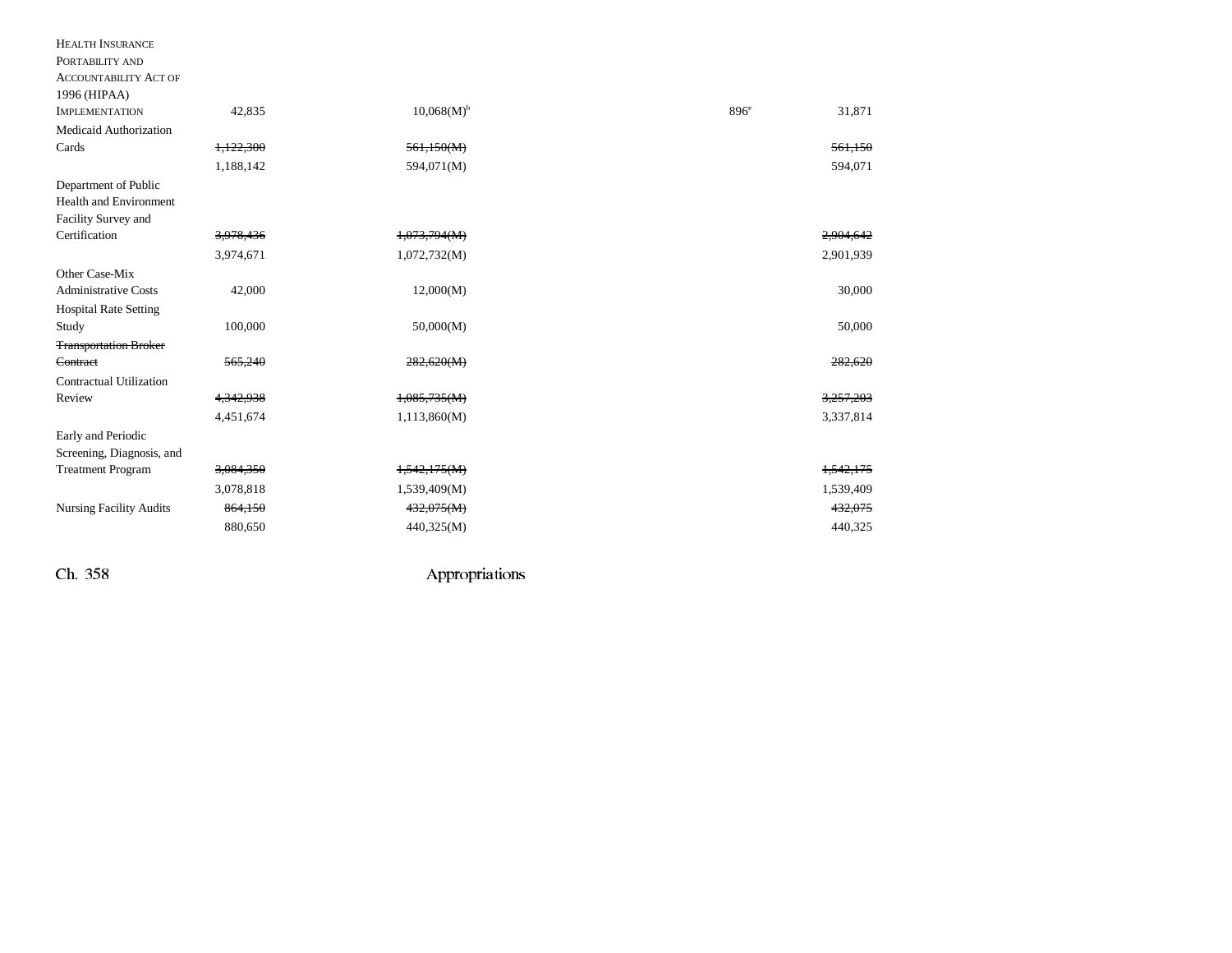| | | | | | |
|---|---|---|---|---|---|
| HEALTH INSURANCE PORTABILITY AND ACCOUNTABILITY ACT OF 1996 (HIPAA) IMPLEMENTATION | 42,835 | 10,068(M)[b] | | 896[e] | 31,871 |
| Medicaid Authorization Cards | ~~1,122,300~~ | ~~561,150(M)~~ | | | ~~561,150~~ |
| | 1,188,142 | 594,071(M) | | | 594,071 |
| Department of Public Health and Environment Facility Survey and Certification | ~~3,978,436~~ | ~~1,073,794(M)~~ | | | ~~2,904,642~~ |
| | 3,974,671 | 1,072,732(M) | | | 2,901,939 |
| Other Case-Mix Administrative Costs | 42,000 | 12,000(M) | | | 30,000 |
| Hospital Rate Setting Study | 100,000 | 50,000(M) | | | 50,000 |
| ~~Transportation Broker Contract~~ | ~~565,240~~ | ~~282,620(M)~~ | | | ~~282,620~~ |
| Contractual Utilization Review | ~~4,342,938~~ | ~~1,085,735(M)~~ | | | ~~3,257,203~~ |
| | 4,451,674 | 1,113,860(M) | | | 3,337,814 |
| Early and Periodic Screening, Diagnosis, and Treatment Program | ~~3,084,350~~ | ~~1,542,175(M)~~ | | | ~~1,542,175~~ |
| | 3,078,818 | 1,539,409(M) | | | 1,539,409 |
| Nursing Facility Audits | ~~864,150~~ | ~~432,075(M)~~ | | | ~~432,075~~ |
| | 880,650 | 440,325(M) | | | 440,325 |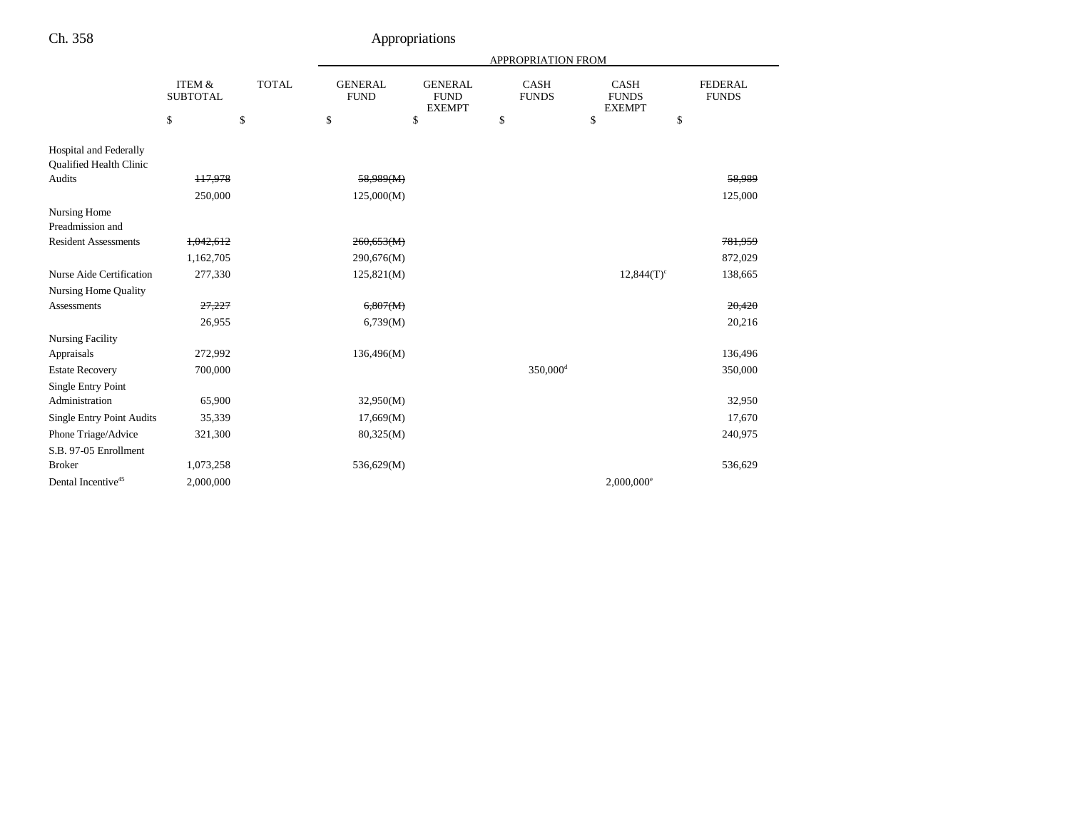| | ITEM & SUBTOTAL | TOTAL | APPROPRIATION FROM GENERAL FUND | GENERAL FUND EXEMPT | CASH FUNDS | CASH FUNDS EXEMPT | FEDERAL FUNDS |
|---|---|---|---|---|---|---|---|
| | $ | $ | $ | $ | $ | $ | $ |
| Hospital and Federally Qualified Health Clinic Audits | ~~117,978~~ | | ~~58,989(M)~~ | | | | ~~58,989~~ |
| | 250,000 | | 125,000(M) | | | | 125,000 |
| Nursing Home Preadmission and Resident Assessments | ~~1,042,612~~ | | ~~260,653(M)~~ | | | | ~~781,959~~ |
| | 1,162,705 | | 290,676(M) | | | | 872,029 |
| Nurse Aide Certification | 277,330 | | 125,821(M) | | | 12,844(T)[c] | 138,665 |
| Nursing Home Quality Assessments | ~~27,227~~ | | ~~6,807(M)~~ | | | | ~~20,420~~ |
| | 26,955 | | 6,739(M) | | | | 20,216 |
| Nursing Facility Appraisals | 272,992 | | 136,496(M) | | | | 136,496 |
| Estate Recovery | 700,000 | | | | 350,000[d] | | 350,000 |
| Single Entry Point Administration | 65,900 | | 32,950(M) | | | | 32,950 |
| Single Entry Point Audits | 35,339 | | 17,669(M) | | | | 17,670 |
| Phone Triage/Advice | 321,300 | | 80,325(M) | | | | 240,975 |
| S.B. 97-05 Enrollment Broker | 1,073,258 | | 536,629(M) | | | | 536,629 |
| Dental Incentive[45] | 2,000,000 | | | | | 2,000,000[e] | |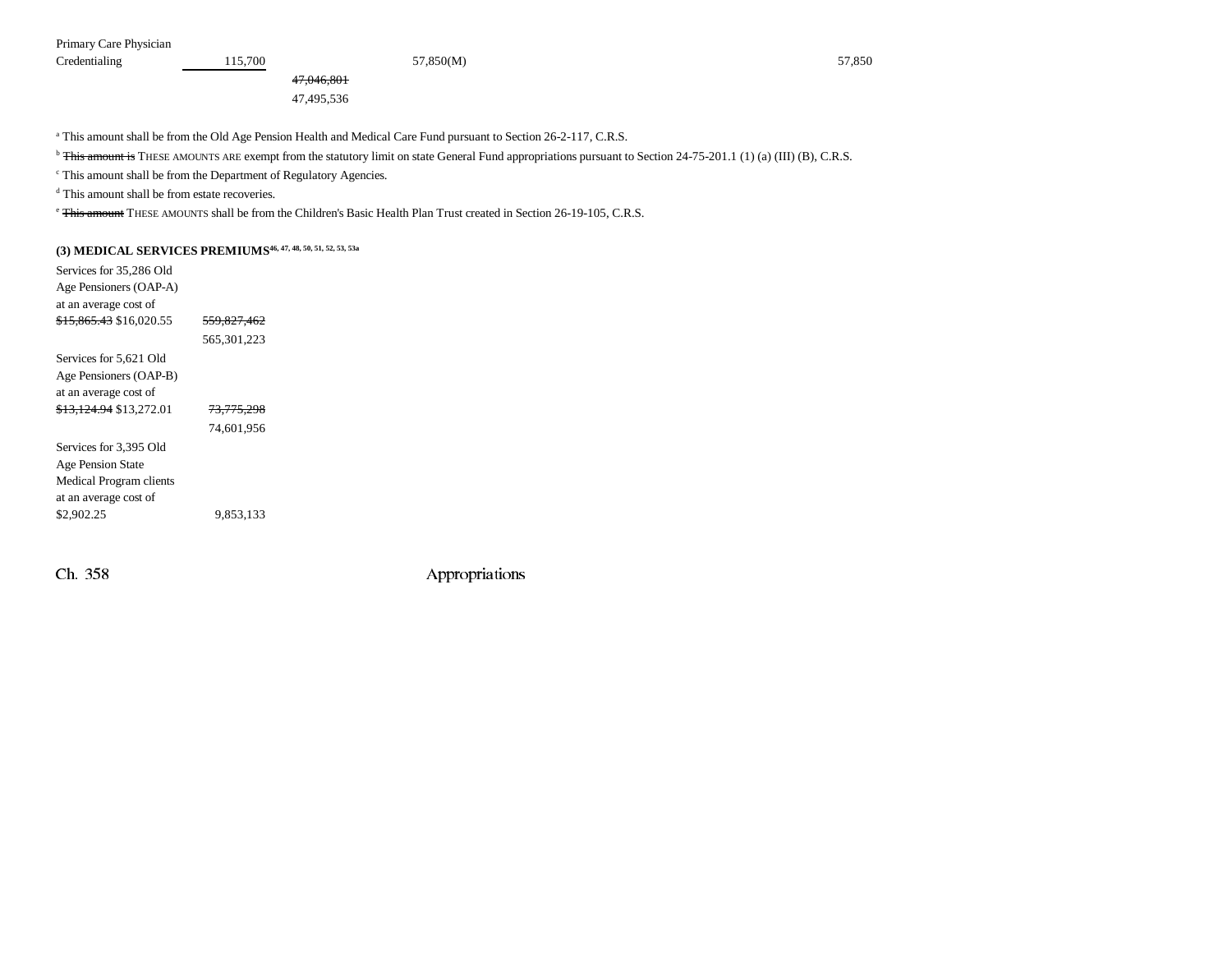| | | | | | |
|---|---|---|---|---|---|
| Primary Care Physician Credentialing | 115,700 | | 57,850(M) | | 57,850 |
| | | ~~47,046,801~~ 47,495,536 | | | |

[a] This amount shall be from the Old Age Pension Health and Medical Care Fund pursuant to Section 26-2-117, C.R.S.

[b] ~~This amount is~~ THESE AMOUNTS ARE exempt from the statutory limit on state General Fund appropriations pursuant to Section 24-75-201.1 (1) (a) (III) (B), C.R.S.

[c] This amount shall be from the Department of Regulatory Agencies.

[d] This amount shall be from estate recoveries.

[e] ~~This amount~~ THESE AMOUNTS shall be from the Children's Basic Health Plan Trust created in Section 26-19-105, C.R.S.

**(3) MEDICAL SERVICES PREMIUMS**[46, 47, 48, 50, 51, 52, 53, 53a]

| | |
|---|---|
| Services for 35,286 Old Age Pensioners (OAP-A) at an average cost of ~~$15,865.43~~ $16,020.55 | ~~559,827,462~~ 565,301,223 |
| Services for 5,621 Old Age Pensioners (OAP-B) at an average cost of ~~$13,124.94~~ $13,272.01 | ~~73,775,298~~ 74,601,956 |
| Services for 3,395 Old Age Pension State Medical Program clients at an average cost of $2,902.25 | 9,853,133 |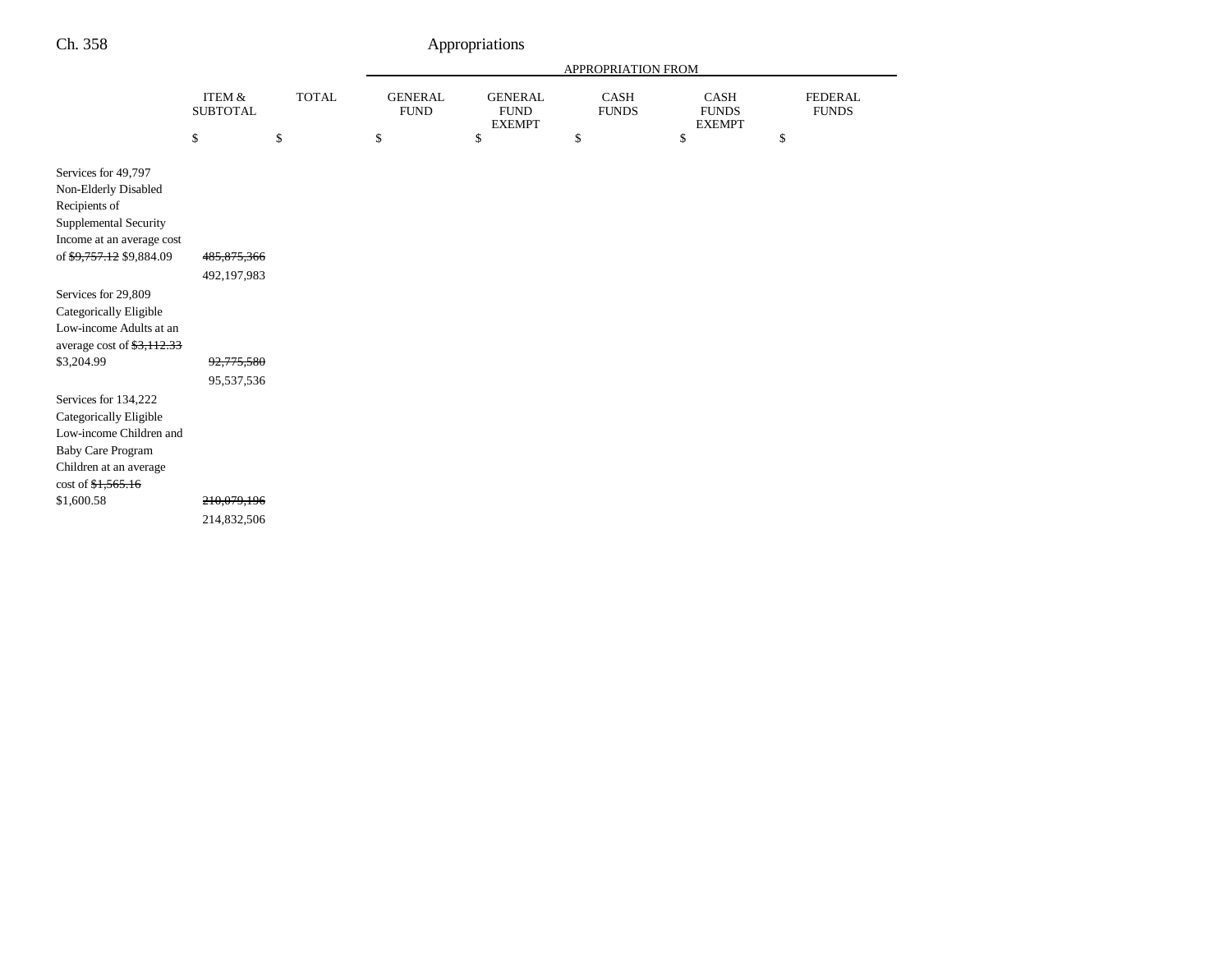| | ITEM & SUBTOTAL | TOTAL | APPROPRIATION FROM GENERAL FUND | GENERAL FUND EXEMPT | CASH FUNDS | CASH FUNDS EXEMPT | FEDERAL FUNDS |
|---|---|---|---|---|---|---|---|
| | $ | $ | $ | $ | $ | $ | $ |
| Services for 49,797 Non-Elderly Disabled Recipients of Supplemental Security Income at an average cost of ~~$9,757.12~~ $9,884.09 | ~~485,875,366~~ 492,197,983 | | | | | | |
| Services for 29,809 Categorically Eligible Low-income Adults at an average cost of ~~$3,112.33~~ $3,204.99 | ~~92,775,580~~ 95,537,536 | | | | | | |
| Services for 134,222 Categorically Eligible Low-income Children and Baby Care Program Children at an average cost of ~~$1,565.16~~ $1,600.58 | ~~210,079,196~~ 214,832,506 | | | | | | |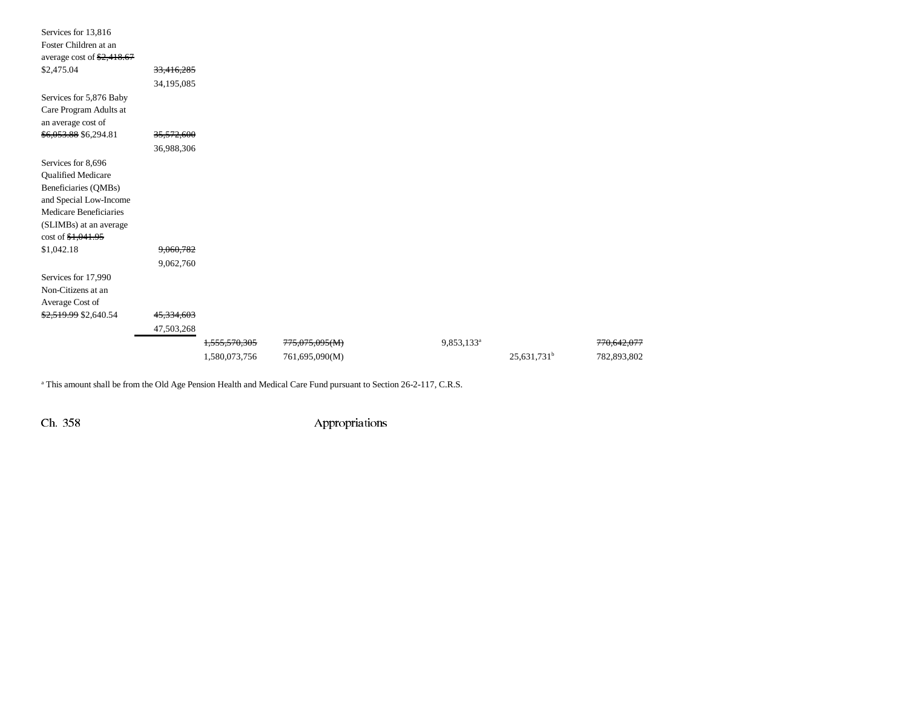| | | | | | | | |
|---|---|---|---|---|---|---|---|
| Services for 13,816 Foster Children at an average cost of ~~$2,418.67~~ $2,475.04 | ~~33,416,285~~ 34,195,085 | | | | | | |
| Services for 5,876 Baby Care Program Adults at an average cost of ~~$6,053.88~~ $6,294.81 | ~~35,572,600~~ 36,988,306 | | | | | | |
| Services for 8,696 Qualified Medicare Beneficiaries (QMBs) and Special Low-Income Medicare Beneficiaries (SLIMBs) at an average cost of ~~$1,041.95~~ $1,042.18 | ~~9,060,782~~ 9,062,760 | | | | | | |
| Services for 17,990 Non-Citizens at an Average Cost of ~~$2,519.99~~ $2,640.54 | ~~45,334,603~~ 47,503,268 | | | | | | |
| | | ~~1,555,570,305~~ | ~~775,075,095(M)~~ | | 9,853,133[a] | | ~~770,642,077~~ |
| | | 1,580,073,756 | 761,695,090(M) | | | 25,631,731[b] | 782,893,802 |

[a] This amount shall be from the Old Age Pension Health and Medical Care Fund pursuant to Section 26-2-117, C.R.S.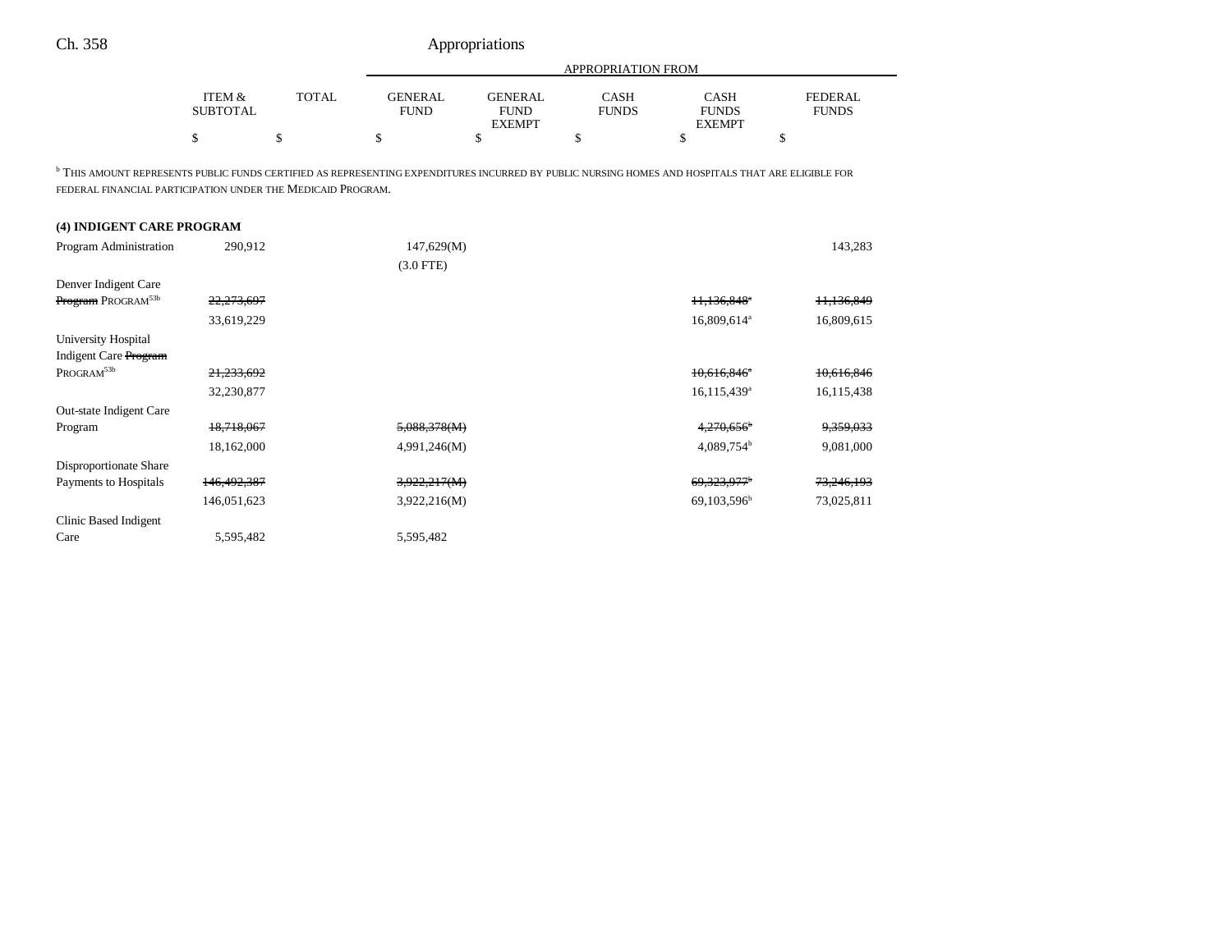| | ITEM & SUBTOTAL | TOTAL | GENERAL FUND | GENERAL FUND EXEMPT | CASH FUNDS | CASH FUNDS EXEMPT | FEDERAL FUNDS |
|---|---|---|---|---|---|---|---|
| | | | APPROPRIATION FROM | | | | |
| | $ | $ | $ | $ | $ | $ | $ |

[b] THIS AMOUNT REPRESENTS PUBLIC FUNDS CERTIFIED AS REPRESENTING EXPENDITURES INCURRED BY PUBLIC NURSING HOMES AND HOSPITALS THAT ARE ELIGIBLE FOR FEDERAL FINANCIAL PARTICIPATION UNDER THE MEDICAID PROGRAM.

**(4) INDIGENT CARE PROGRAM**

| | ITEM & SUBTOTAL | TOTAL | GENERAL FUND | GENERAL FUND EXEMPT | CASH FUNDS | CASH FUNDS EXEMPT | FEDERAL FUNDS |
|---|---|---|---|---|---|---|---|
| Program Administration | 290,912 | | 147,629(M) | | | | 143,283 |
| | | | (3.0 FTE) | | | | |
| Denver Indigent Care ~~Program~~ PROGRAM[53b] | ~~22,273,697~~ | | | | | ~~11,136,848~~[a] | ~~11,136,849~~ |
| | 33,619,229 | | | | | 16,809,614[a] | 16,809,615 |
| University Hospital Indigent Care ~~Program~~ PROGRAM[53b] | ~~21,233,692~~ | | | | | ~~10,616,846~~[a] | ~~10,616,846~~ |
| | 32,230,877 | | | | | 16,115,439[a] | 16,115,438 |
| Out-state Indigent Care Program | ~~18,718,067~~ | | ~~5,088,378(M)~~ | | | ~~4,270,656~~[b] | ~~9,359,033~~ |
| | 18,162,000 | | 4,991,246(M) | | | 4,089,754[b] | 9,081,000 |
| Disproportionate Share Payments to Hospitals | ~~146,492,387~~ | | ~~3,922,217(M)~~ | | | ~~69,323,977~~[b] | ~~73,246,193~~ |
| | 146,051,623 | | 3,922,216(M) | | | 69,103,596[b] | 73,025,811 |
| Clinic Based Indigent Care | 5,595,482 | | 5,595,482 | | | | |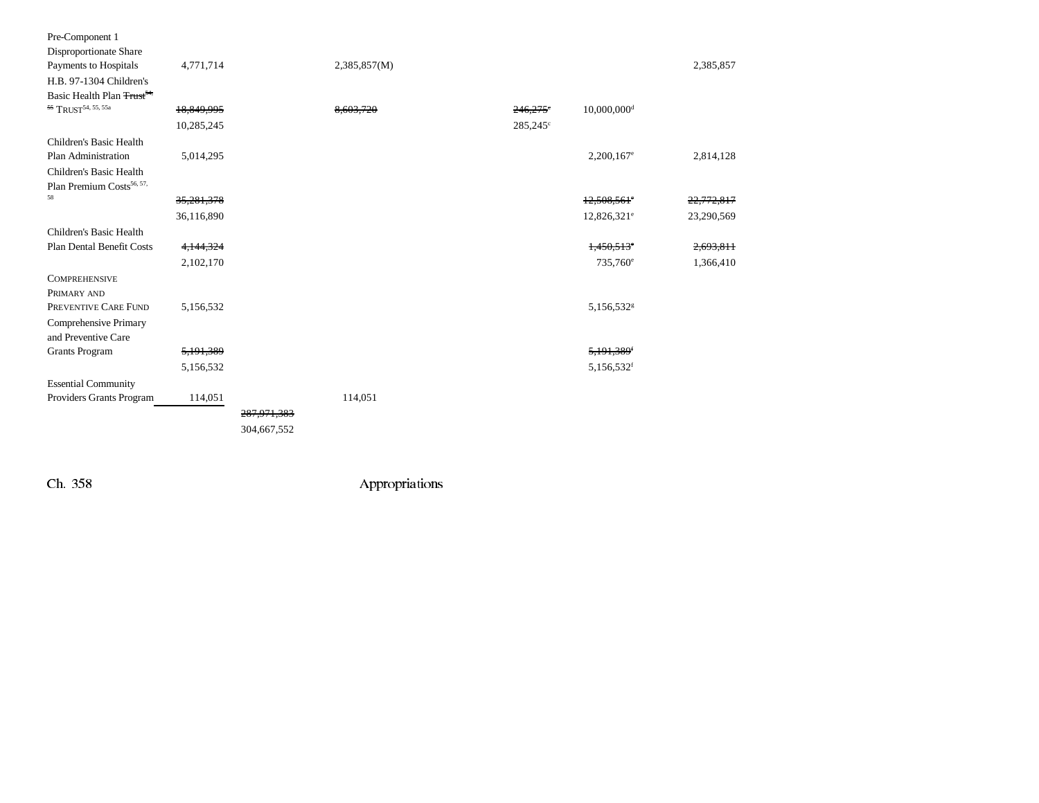| | | | | | | |
|---|---|---|---|---|---|---|
| Pre-Component 1 Disproportionate Share Payments to Hospitals | 4,771,714 | | 2,385,857(M) | | | 2,385,857 |
| H.B. 97-1304 Children's Basic Health Plan ~~Trust[54, 55]~~ TRUST[54, 55, 55a] | ~~18,849,995~~ 10,285,245 | | ~~8,603,720~~ | ~~246,275[c]~~ 285,245[c] | 10,000,000[d] | |
| Children's Basic Health Plan Administration | 5,014,295 | | | | 2,200,167[e] | 2,814,128 |
| Children's Basic Health Plan Premium Costs[56, 57, 58] | ~~35,281,378~~ 36,116,890 | | | | ~~12,508,561[e]~~ 12,826,321[e] | ~~22,772,817~~ 23,290,569 |
| Children's Basic Health Plan Dental Benefit Costs | ~~4,144,324~~ 2,102,170 | | | | ~~1,450,513[e]~~ 735,760[e] | ~~2,693,811~~ 1,366,410 |
| COMPREHENSIVE PRIMARY AND PREVENTIVE CARE FUND | 5,156,532 | | | | 5,156,532[g] | |
| Comprehensive Primary and Preventive Care Grants Program | ~~5,191,389~~ 5,156,532 | | | | ~~5,191,389[f]~~ 5,156,532[f] | |
| Essential Community Providers Grants Program | 114,051 | | 114,051 | | | |
| | | ~~287,971,383~~ 304,667,552 | | | | |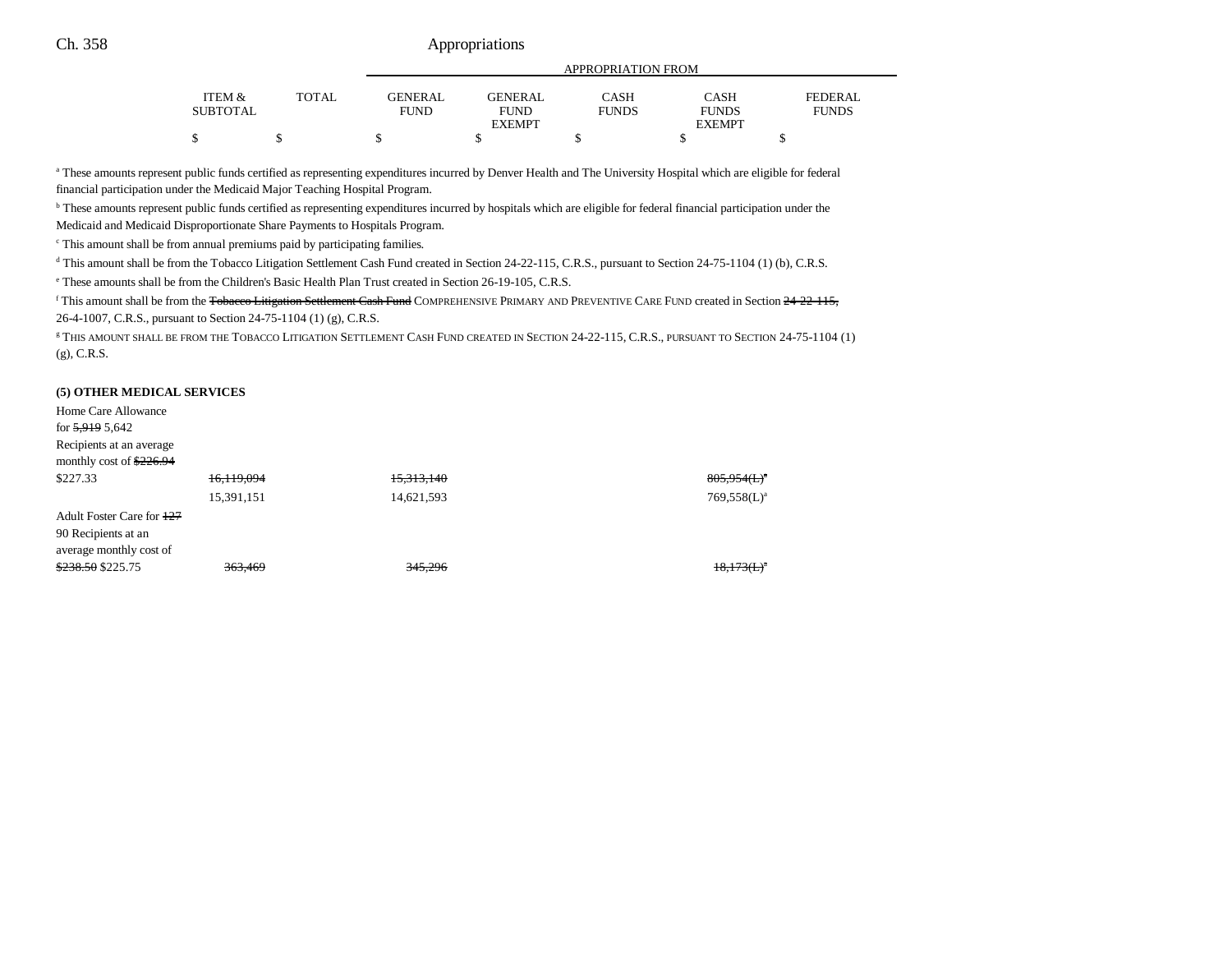| | ITEM & SUBTOTAL | TOTAL | GENERAL FUND | GENERAL FUND EXEMPT | CASH FUNDS | CASH FUNDS EXEMPT | FEDERAL FUNDS |
|---|---|---|---|---|---|---|---|
| | | | APPROPRIATION FROM | | | | |
| | $ | $ | $ | $ | $ | $ | $ |

[a] These amounts represent public funds certified as representing expenditures incurred by Denver Health and The University Hospital which are eligible for federal financial participation under the Medicaid Major Teaching Hospital Program.

[b] These amounts represent public funds certified as representing expenditures incurred by hospitals which are eligible for federal financial participation under the Medicaid and Medicaid Disproportionate Share Payments to Hospitals Program.

[c] This amount shall be from annual premiums paid by participating families.

[d] This amount shall be from the Tobacco Litigation Settlement Cash Fund created in Section 24-22-115, C.R.S., pursuant to Section 24-75-1104 (1) (b), C.R.S.

[e] These amounts shall be from the Children's Basic Health Plan Trust created in Section 26-19-105, C.R.S.

[f] This amount shall be from the ~~Tobacco Litigation Settlement Cash Fund~~ COMPREHENSIVE PRIMARY AND PREVENTIVE CARE FUND created in Section ~~24-22-115,~~ 26-4-1007, C.R.S., pursuant to Section 24-75-1104 (1) (g), C.R.S.

[g] THIS AMOUNT SHALL BE FROM THE TOBACCO LITIGATION SETTLEMENT CASH FUND CREATED IN SECTION 24-22-115, C.R.S., PURSUANT TO SECTION 24-75-1104 (1) (g), C.R.S.

**(5) OTHER MEDICAL SERVICES**

| | ITEM & SUBTOTAL | TOTAL | GENERAL FUND | GENERAL FUND EXEMPT | CASH FUNDS | CASH FUNDS EXEMPT | FEDERAL FUNDS |
|---|---|---|---|---|---|---|---|
| Home Care Allowance for ~~5,919~~ 5,642 Recipients at an average monthly cost of ~~$226.94~~ $227.33 | ~~16,119,094~~ | | ~~15,313,140~~ | | | ~~805,954(L)~~[a] | |
| | 15,391,151 | | 14,621,593 | | | 769,558(L)[a] | |
| Adult Foster Care for ~~127~~ 90 Recipients at an average monthly cost of ~~$238.50~~ $225.75 | ~~363,469~~ | | ~~345,296~~ | | | ~~18,173(L)~~[a] | |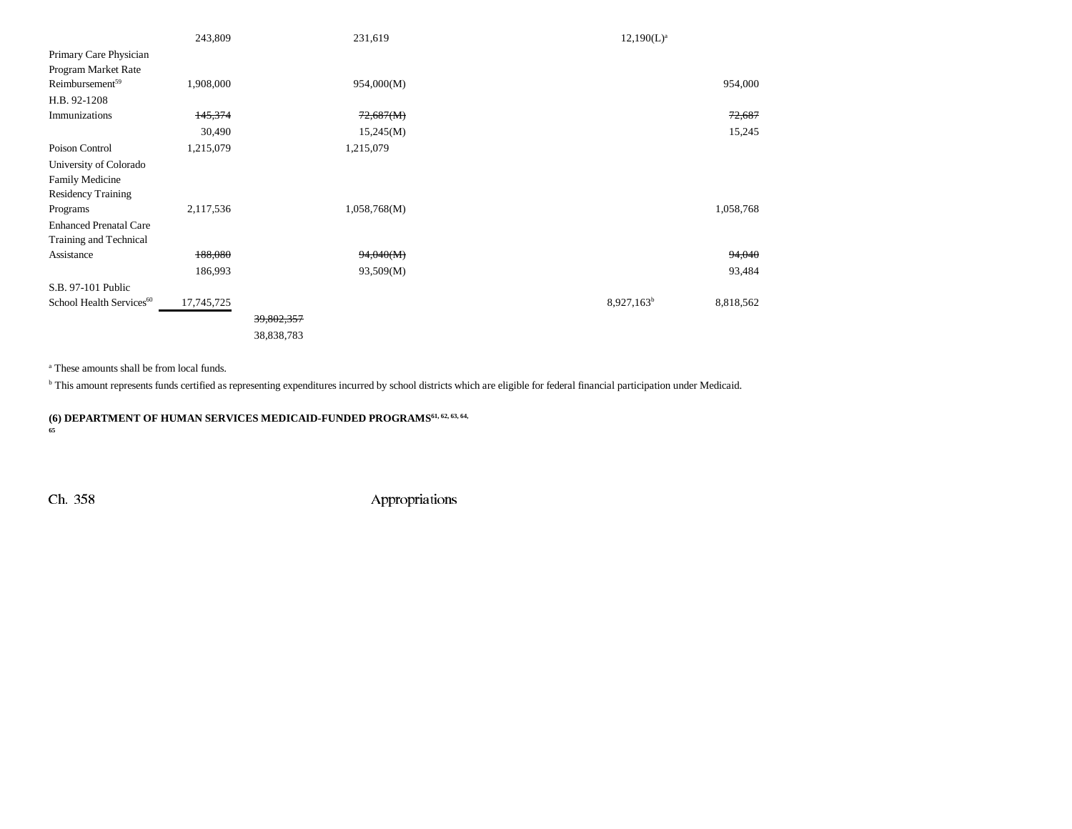| | | | | | |
|---|---|---|---|---|---|
| | 243,809 | | 231,619 | 12,190(L)[a] | |
| Primary Care Physician Program Market Rate Reimbursement[59] | 1,908,000 | | 954,000(M) | | 954,000 |
| H.B. 92-1208 Immunizations | ~~145,374~~ | | ~~72,687(M)~~ | | ~~72,687~~ |
| | 30,490 | | 15,245(M) | | 15,245 |
| Poison Control | 1,215,079 | | 1,215,079 | | |
| University of Colorado Family Medicine Residency Training Programs | 2,117,536 | | 1,058,768(M) | | 1,058,768 |
| Enhanced Prenatal Care Training and Technical Assistance | ~~188,080~~ | | ~~94,040(M)~~ | | ~~94,040~~ |
| | 186,993 | | 93,509(M) | | 93,484 |
| S.B. 97-101 Public School Health Services[60] | 17,745,725 | | | 8,927,163[b] | 8,818,562 |
| | | ~~39,802,357~~ | | | |
| | | 38,838,783 | | | |

[a] These amounts shall be from local funds.

[b] This amount represents funds certified as representing expenditures incurred by school districts which are eligible for federal financial participation under Medicaid.

**(6) DEPARTMENT OF HUMAN SERVICES MEDICAID-FUNDED PROGRAMS[61, 62, 63, 64, 65]**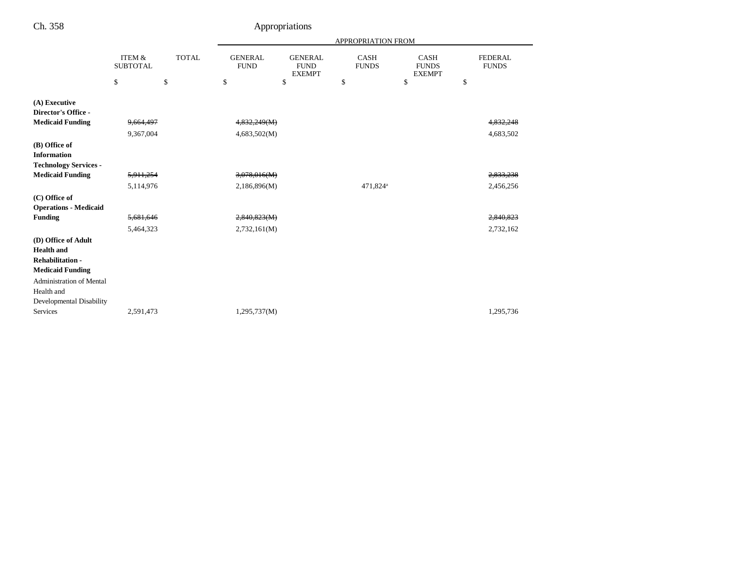| | ITEM & SUBTOTAL | TOTAL | APPROPRIATION FROM | | | | |
|---|---|---|---|---|---|---|---|
| | | | GENERAL FUND | GENERAL FUND EXEMPT | CASH FUNDS | CASH FUNDS EXEMPT | FEDERAL FUNDS |
| | $ | $ | $ | $ | $ | $ | $ |
| **(A) Executive Director's Office - Medicaid Funding** | ~~9,664,497~~ | | ~~4,832,249(M)~~ | | | | ~~4,832,248~~ |
| | 9,367,004 | | 4,683,502(M) | | | | 4,683,502 |
| **(B) Office of Information Technology Services - Medicaid Funding** | ~~5,911,254~~ | | ~~3,078,016(M)~~ | | | | ~~2,833,238~~ |
| | 5,114,976 | | 2,186,896(M) | | 471,824[a] | | 2,456,256 |
| **(C) Office of Operations - Medicaid Funding** | ~~5,681,646~~ | | ~~2,840,823(M)~~ | | | | ~~2,840,823~~ |
| | 5,464,323 | | 2,732,161(M) | | | | 2,732,162 |
| **(D) Office of Adult Health and Rehabilitation - Medicaid Funding** | | | | | | | |
| Administration of Mental Health and Developmental Disability Services | 2,591,473 | | 1,295,737(M) | | | | 1,295,736 |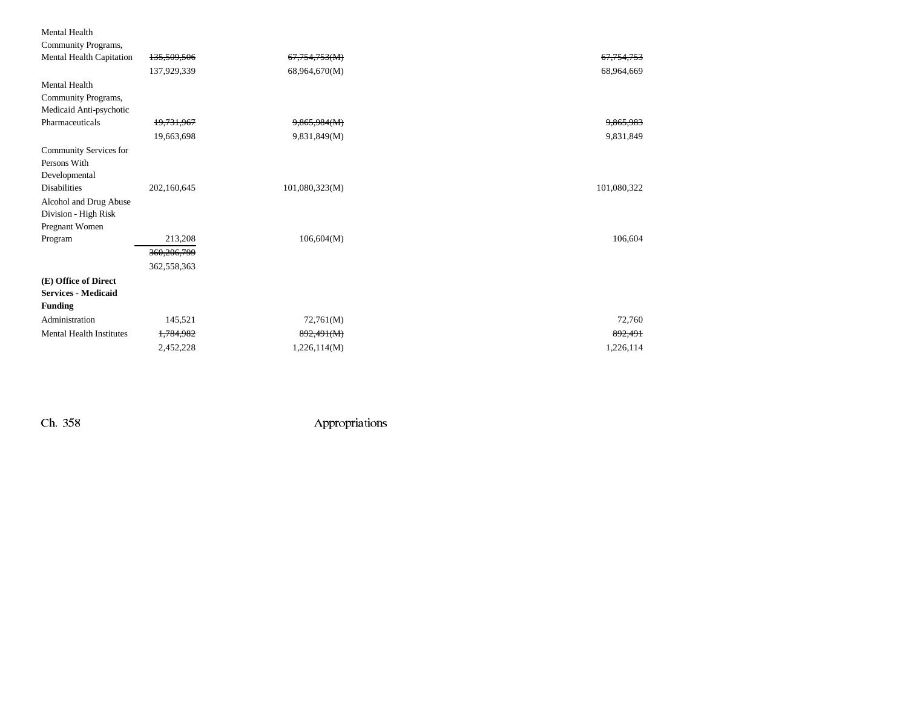| | | | | |
|---|---|---|---|---|
| Mental Health Community Programs, Mental Health Capitation | ~~135,509,506~~ | ~~67,754,753(M)~~ | | ~~67,754,753~~ |
| | 137,929,339 | 68,964,670(M) | | 68,964,669 |
| Mental Health Community Programs, Medicaid Anti-psychotic Pharmaceuticals | ~~19,731,967~~ | ~~9,865,984(M)~~ | | ~~9,865,983~~ |
| | 19,663,698 | 9,831,849(M) | | 9,831,849 |
| Community Services for Persons With Developmental Disabilities | 202,160,645 | 101,080,323(M) | | 101,080,322 |
| Alcohol and Drug Abuse Division - High Risk Pregnant Women Program | 213,208 | 106,604(M) | | 106,604 |
| | ~~360,206,799~~ | | | |
| | 362,558,363 | | | |
| **(E) Office of Direct Services - Medicaid Funding** | | | | |
| Administration | 145,521 | 72,761(M) | | 72,760 |
| Mental Health Institutes | ~~1,784,982~~ | ~~892,491(M)~~ | | ~~892,491~~ |
| | 2,452,228 | 1,226,114(M) | | 1,226,114 |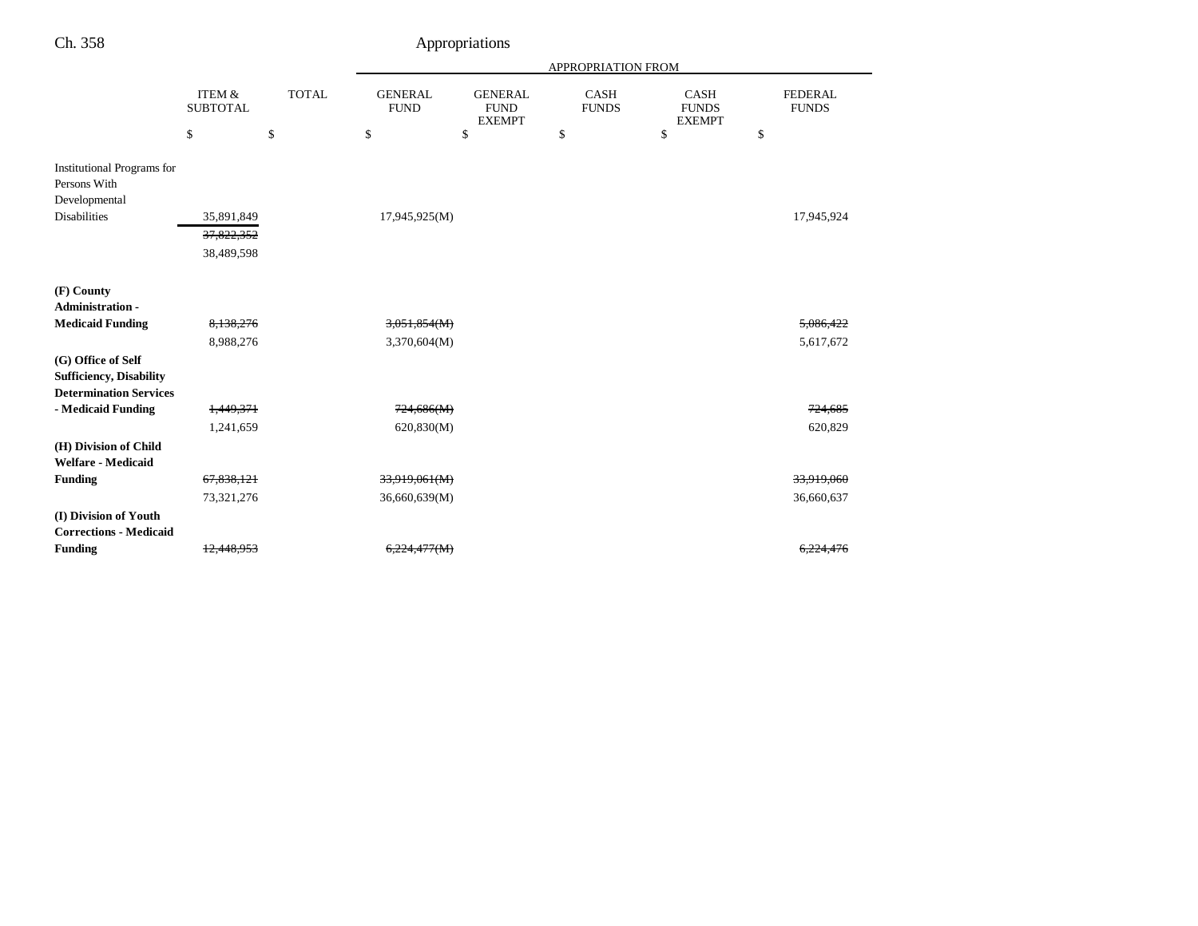| | ITEM & SUBTOTAL | TOTAL | GENERAL FUND | GENERAL FUND EXEMPT | CASH FUNDS | CASH FUNDS EXEMPT | FEDERAL FUNDS |
|---|---|---|---|---|---|---|---|
| | | | APPROPRIATION FROM | | | | |
| | $ | $ | $ | $ | $ | $ | $ |
| Institutional Programs for Persons With Developmental Disabilities | 35,891,849 | | 17,945,925(M) | | | | 17,945,924 |
| | ~~37,822,352~~ | | | | | | |
| | 38,489,598 | | | | | | |
| **(F) County Administration - Medicaid Funding** | ~~8,138,276~~ | | ~~3,051,854(M)~~ | | | | ~~5,086,422~~ |
| | 8,988,276 | | 3,370,604(M) | | | | 5,617,672 |
| **(G) Office of Self Sufficiency, Disability Determination Services - Medicaid Funding** | ~~1,449,371~~ | | ~~724,686(M)~~ | | | | ~~724,685~~ |
| | 1,241,659 | | 620,830(M) | | | | 620,829 |
| **(H) Division of Child Welfare - Medicaid Funding** | ~~67,838,121~~ | | ~~33,919,061(M)~~ | | | | ~~33,919,060~~ |
| | 73,321,276 | | 36,660,639(M) | | | | 36,660,637 |
| **(I) Division of Youth Corrections - Medicaid Funding** | ~~12,448,953~~ | | ~~6,224,477(M)~~ | | | | ~~6,224,476~~ |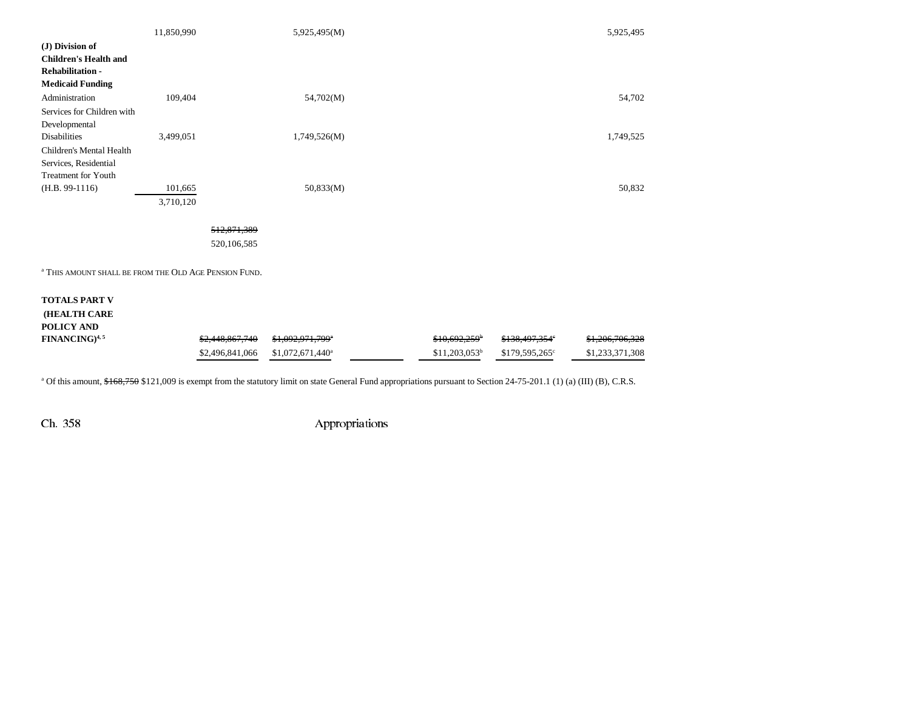| | | | | | | | |
|---|---|---|---|---|---|---|---|
| | 11,850,990 | | 5,925,495(M) | | | | 5,925,495 |
| **(J) Division of Children's Health and Rehabilitation - Medicaid Funding** | | | | | | | |
| Administration | 109,404 | | 54,702(M) | | | | 54,702 |
| Services for Children with Developmental Disabilities | 3,499,051 | | 1,749,526(M) | | | | 1,749,525 |
| Children's Mental Health Services, Residential Treatment for Youth (H.B. 99-1116) | 101,665 | | 50,833(M) | | | | 50,832 |
| | 3,710,120 | | | | | | |
| | | ~~512,871,389~~ 520,106,585 | | | | | |

[a] THIS AMOUNT SHALL BE FROM THE OLD AGE PENSION FUND.

| | | | | | | | |
|---|---|---|---|---|---|---|---|
| **TOTALS PART V (HEALTH CARE POLICY AND FINANCING)[4, 5]** | | ~~$2,448,867,740~~ $2,496,841,066 | ~~$1,092,971,799[a]~~ $1,072,671,440[a] | | ~~$10,692,259[b]~~ $11,203,053[b] | ~~$138,497,354[c]~~ $179,595,265[c] | ~~$1,206,706,328~~ $1,233,371,308 |

[a] Of this amount, ~~$168,750~~ $121,009 is exempt from the statutory limit on state General Fund appropriations pursuant to Section 24-75-201.1 (1) (a) (III) (B), C.R.S.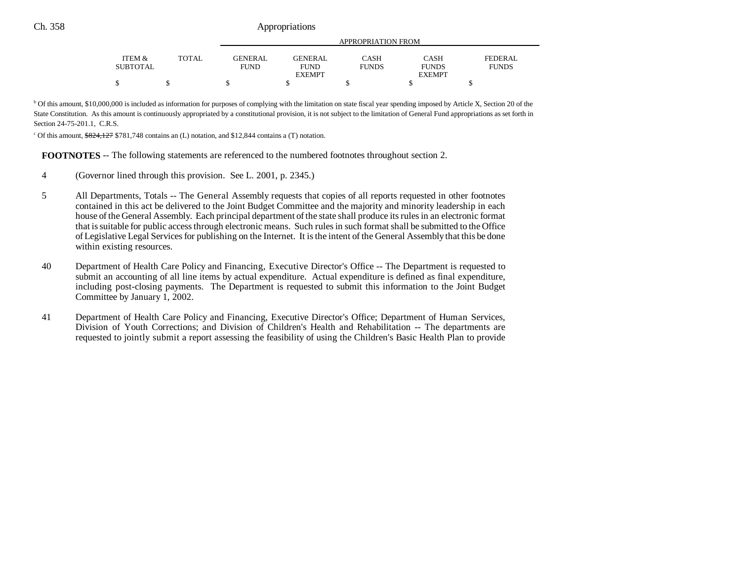| ITEM & SUBTOTAL | TOTAL | APPROPRIATION FROM GENERAL FUND | GENERAL FUND EXEMPT | CASH FUNDS | CASH FUNDS EXEMPT | FEDERAL FUNDS |
|---|---|---|---|---|---|---|
| $ | $ | $ | $ | $ | $ | $ |

[b] Of this amount, $10,000,000 is included as information for purposes of complying with the limitation on state fiscal year spending imposed by Article X, Section 20 of the State Constitution. As this amount is continuously appropriated by a constitutional provision, it is not subject to the limitation of General Fund appropriations as set forth in Section 24-75-201.1, C.R.S.

[c] Of this amount, ~~$824,127~~ $781,748 contains an (L) notation, and $12,844 contains a (T) notation.

**FOOTNOTES** -- The following statements are referenced to the numbered footnotes throughout section 2.

4 (Governor lined through this provision. See L. 2001, p. 2345.)

5 All Departments, Totals -- The General Assembly requests that copies of all reports requested in other footnotes contained in this act be delivered to the Joint Budget Committee and the majority and minority leadership in each house of the General Assembly. Each principal department of the state shall produce its rules in an electronic format that is suitable for public access through electronic means. Such rules in such format shall be submitted to the Office of Legislative Legal Services for publishing on the Internet. It is the intent of the General Assembly that this be done within existing resources.

40 Department of Health Care Policy and Financing, Executive Director's Office -- The Department is requested to submit an accounting of all line items by actual expenditure. Actual expenditure is defined as final expenditure, including post-closing payments. The Department is requested to submit this information to the Joint Budget Committee by January 1, 2002.

41 Department of Health Care Policy and Financing, Executive Director's Office; Department of Human Services, Division of Youth Corrections; and Division of Children's Health and Rehabilitation -- The departments are requested to jointly submit a report assessing the feasibility of using the Children's Basic Health Plan to provide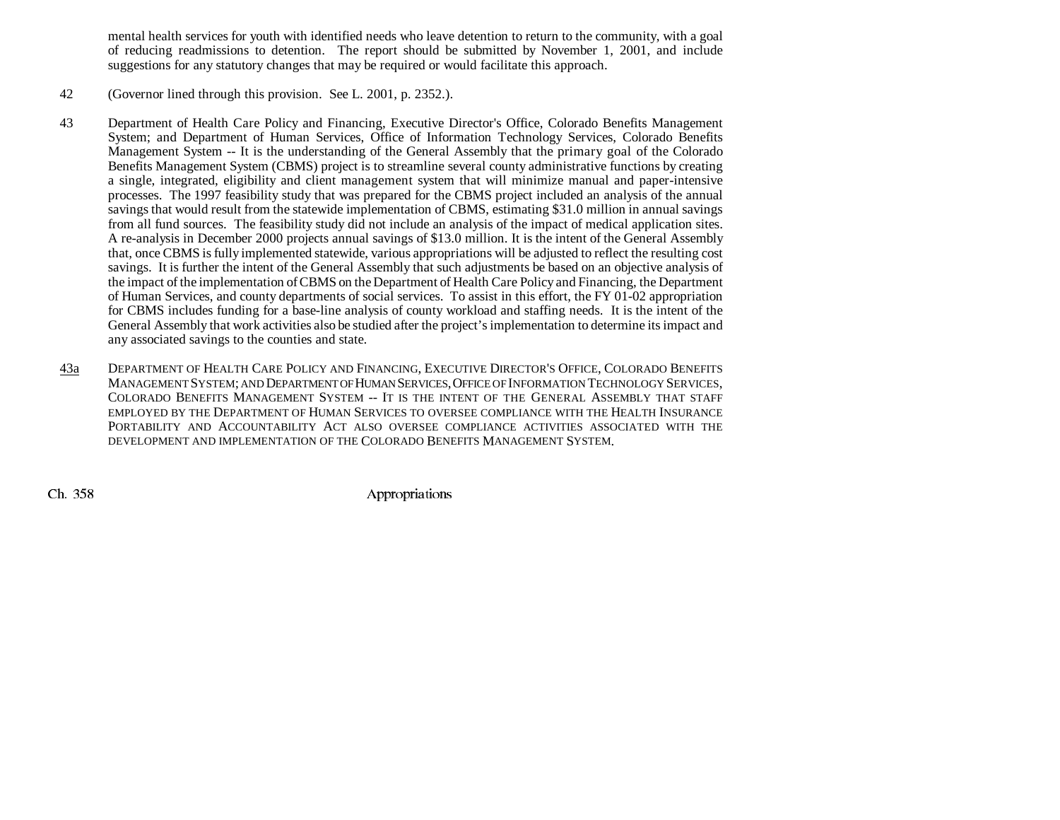mental health services for youth with identified needs who leave detention to return to the community, with a goal of reducing readmissions to detention. The report should be submitted by November 1, 2001, and include suggestions for any statutory changes that may be required or would facilitate this approach.

42 (Governor lined through this provision. See L. 2001, p. 2352.).

43 Department of Health Care Policy and Financing, Executive Director's Office, Colorado Benefits Management System; and Department of Human Services, Office of Information Technology Services, Colorado Benefits Management System -- It is the understanding of the General Assembly that the primary goal of the Colorado Benefits Management System (CBMS) project is to streamline several county administrative functions by creating a single, integrated, eligibility and client management system that will minimize manual and paper-intensive processes. The 1997 feasibility study that was prepared for the CBMS project included an analysis of the annual savings that would result from the statewide implementation of CBMS, estimating $31.0 million in annual savings from all fund sources. The feasibility study did not include an analysis of the impact of medical application sites. A re-analysis in December 2000 projects annual savings of $13.0 million. It is the intent of the General Assembly that, once CBMS is fully implemented statewide, various appropriations will be adjusted to reflect the resulting cost savings. It is further the intent of the General Assembly that such adjustments be based on an objective analysis of the impact of the implementation of CBMS on the Department of Health Care Policy and Financing, the Department of Human Services, and county departments of social services. To assist in this effort, the FY 01-02 appropriation for CBMS includes funding for a base-line analysis of county workload and staffing needs. It is the intent of the General Assembly that work activities also be studied after the project's implementation to determine its impact and any associated savings to the counties and state.

43a DEPARTMENT OF HEALTH CARE POLICY AND FINANCING, EXECUTIVE DIRECTOR'S OFFICE, COLORADO BENEFITS MANAGEMENT SYSTEM; AND DEPARTMENT OF HUMAN SERVICES, OFFICE OF INFORMATION TECHNOLOGY SERVICES, COLORADO BENEFITS MANAGEMENT SYSTEM -- IT IS THE INTENT OF THE GENERAL ASSEMBLY THAT STAFF EMPLOYED BY THE DEPARTMENT OF HUMAN SERVICES TO OVERSEE COMPLIANCE WITH THE HEALTH INSURANCE PORTABILITY AND ACCOUNTABILITY ACT ALSO OVERSEE COMPLIANCE ACTIVITIES ASSOCIATED WITH THE DEVELOPMENT AND IMPLEMENTATION OF THE COLORADO BENEFITS MANAGEMENT SYSTEM.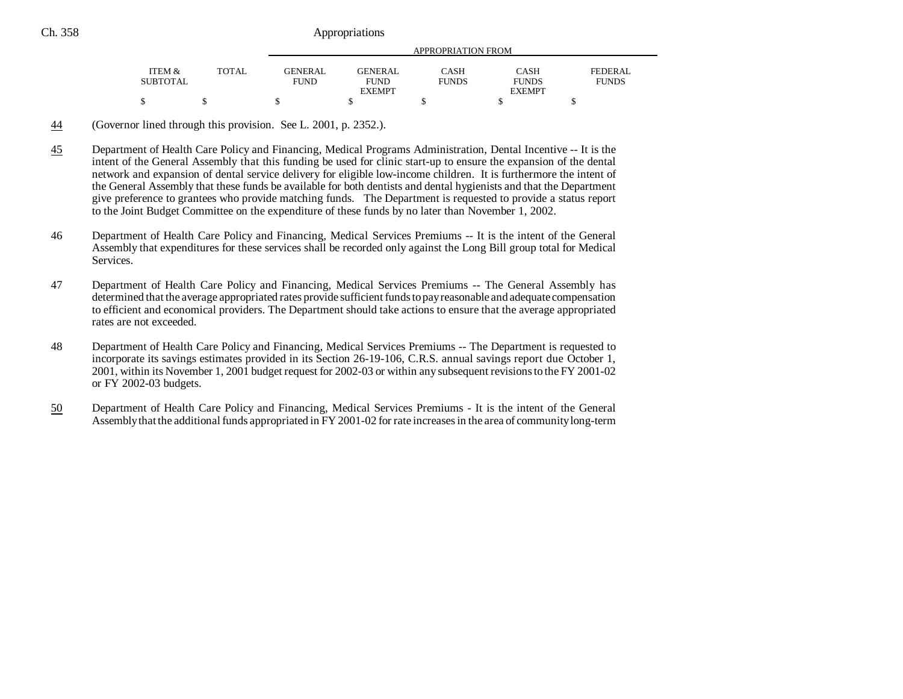| ITEM & SUBTOTAL | TOTAL | GENERAL FUND | GENERAL FUND EXEMPT | CASH FUNDS | CASH FUNDS EXEMPT | FEDERAL FUNDS |
|---|---|---|---|---|---|---|
| $ | $ | $ | $ | $ | $ | $ |

44 (Governor lined through this provision. See L. 2001, p. 2352.).

45 Department of Health Care Policy and Financing, Medical Programs Administration, Dental Incentive -- It is the intent of the General Assembly that this funding be used for clinic start-up to ensure the expansion of the dental network and expansion of dental service delivery for eligible low-income children. It is furthermore the intent of the General Assembly that these funds be available for both dentists and dental hygienists and that the Department give preference to grantees who provide matching funds. The Department is requested to provide a status report to the Joint Budget Committee on the expenditure of these funds by no later than November 1, 2002.

46 Department of Health Care Policy and Financing, Medical Services Premiums -- It is the intent of the General Assembly that expenditures for these services shall be recorded only against the Long Bill group total for Medical Services.

47 Department of Health Care Policy and Financing, Medical Services Premiums -- The General Assembly has determined that the average appropriated rates provide sufficient funds to pay reasonable and adequate compensation to efficient and economical providers. The Department should take actions to ensure that the average appropriated rates are not exceeded.

48 Department of Health Care Policy and Financing, Medical Services Premiums -- The Department is requested to incorporate its savings estimates provided in its Section 26-19-106, C.R.S. annual savings report due October 1, 2001, within its November 1, 2001 budget request for 2002-03 or within any subsequent revisions to the FY 2001-02 or FY 2002-03 budgets.

50 Department of Health Care Policy and Financing, Medical Services Premiums - It is the intent of the General Assembly that the additional funds appropriated in FY 2001-02 for rate increases in the area of community long-term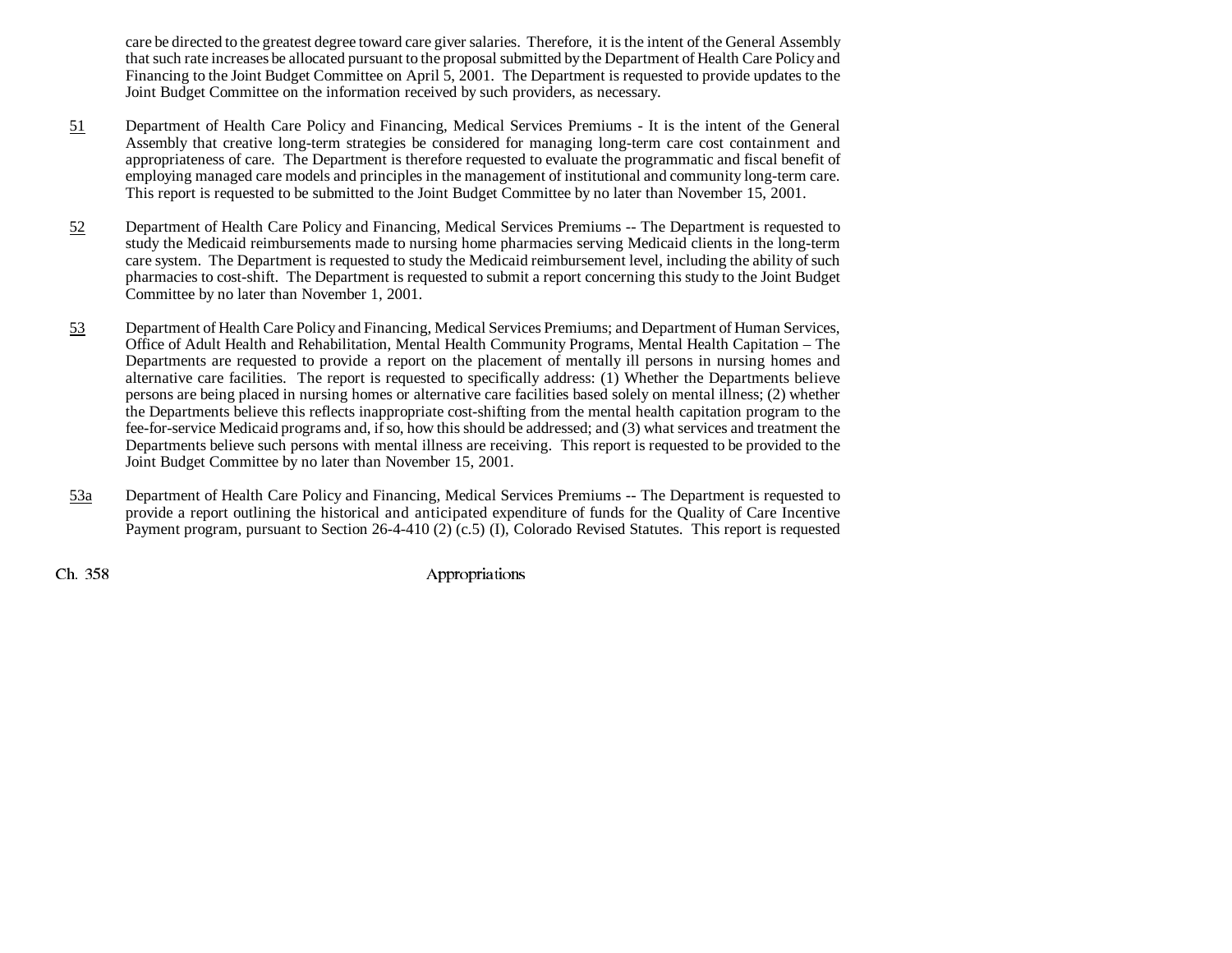care be directed to the greatest degree toward care giver salaries. Therefore, it is the intent of the General Assembly that such rate increases be allocated pursuant to the proposal submitted by the Department of Health Care Policy and Financing to the Joint Budget Committee on April 5, 2001. The Department is requested to provide updates to the Joint Budget Committee on the information received by such providers, as necessary.

51 Department of Health Care Policy and Financing, Medical Services Premiums - It is the intent of the General Assembly that creative long-term strategies be considered for managing long-term care cost containment and appropriateness of care. The Department is therefore requested to evaluate the programmatic and fiscal benefit of employing managed care models and principles in the management of institutional and community long-term care. This report is requested to be submitted to the Joint Budget Committee by no later than November 15, 2001.

52 Department of Health Care Policy and Financing, Medical Services Premiums -- The Department is requested to study the Medicaid reimbursements made to nursing home pharmacies serving Medicaid clients in the long-term care system. The Department is requested to study the Medicaid reimbursement level, including the ability of such pharmacies to cost-shift. The Department is requested to submit a report concerning this study to the Joint Budget Committee by no later than November 1, 2001.

53 Department of Health Care Policy and Financing, Medical Services Premiums; and Department of Human Services, Office of Adult Health and Rehabilitation, Mental Health Community Programs, Mental Health Capitation – The Departments are requested to provide a report on the placement of mentally ill persons in nursing homes and alternative care facilities. The report is requested to specifically address: (1) Whether the Departments believe persons are being placed in nursing homes or alternative care facilities based solely on mental illness; (2) whether the Departments believe this reflects inappropriate cost-shifting from the mental health capitation program to the fee-for-service Medicaid programs and, if so, how this should be addressed; and (3) what services and treatment the Departments believe such persons with mental illness are receiving. This report is requested to be provided to the Joint Budget Committee by no later than November 15, 2001.

53a Department of Health Care Policy and Financing, Medical Services Premiums -- The Department is requested to provide a report outlining the historical and anticipated expenditure of funds for the Quality of Care Incentive Payment program, pursuant to Section 26-4-410 (2) (c.5) (I), Colorado Revised Statutes. This report is requested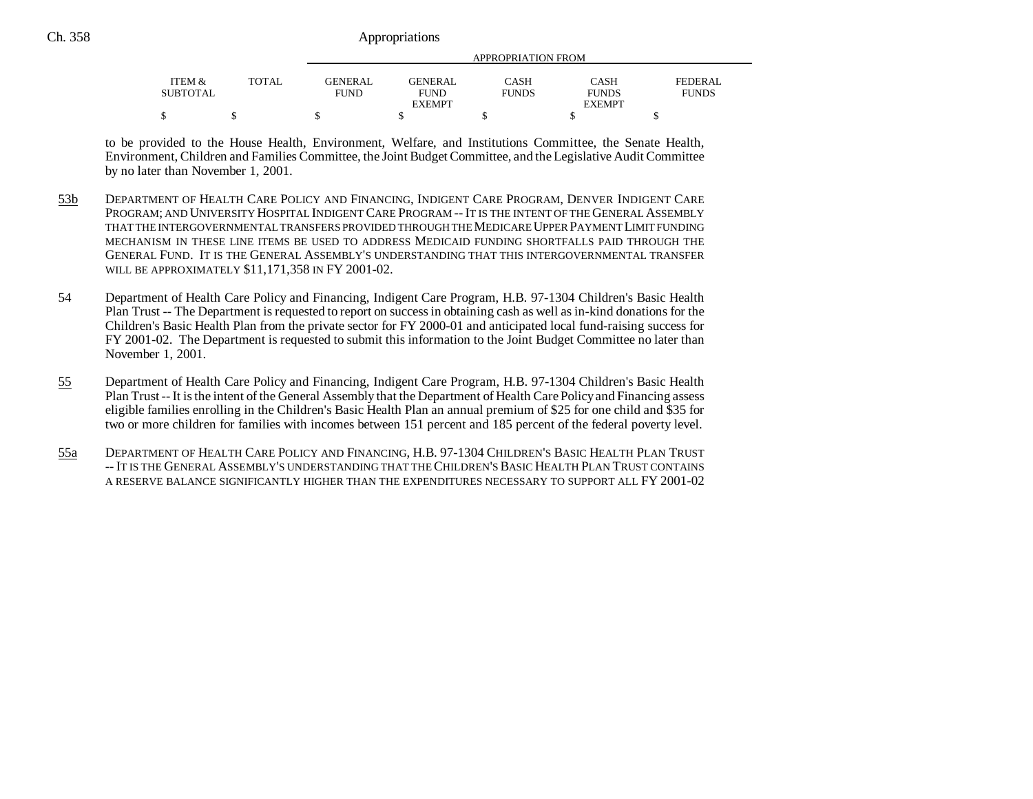| ITEM & SUBTOTAL | TOTAL | GENERAL FUND | GENERAL FUND EXEMPT | CASH FUNDS | CASH FUNDS EXEMPT | FEDERAL FUNDS |
|---|---|---|---|---|---|---|
| $ | $ | $ | $ | $ | $ | $ |

to be provided to the House Health, Environment, Welfare, and Institutions Committee, the Senate Health, Environment, Children and Families Committee, the Joint Budget Committee, and the Legislative Audit Committee by no later than November 1, 2001.

53b Department of Health Care Policy and Financing, Indigent Care Program, Denver Indigent Care Program; and University Hospital Indigent Care Program -- It is the intent of the General Assembly that the intergovernmental transfers provided through the Medicare Upper Payment Limit funding mechanism in these line items be used to address Medicaid funding shortfalls paid through the General Fund. It is the General Assembly's understanding that this intergovernmental transfer will be approximately $11,171,358 in FY 2001-02.

54 Department of Health Care Policy and Financing, Indigent Care Program, H.B. 97-1304 Children's Basic Health Plan Trust -- The Department is requested to report on success in obtaining cash as well as in-kind donations for the Children's Basic Health Plan from the private sector for FY 2000-01 and anticipated local fund-raising success for FY 2001-02. The Department is requested to submit this information to the Joint Budget Committee no later than November 1, 2001.

55 Department of Health Care Policy and Financing, Indigent Care Program, H.B. 97-1304 Children's Basic Health Plan Trust -- It is the intent of the General Assembly that the Department of Health Care Policy and Financing assess eligible families enrolling in the Children's Basic Health Plan an annual premium of $25 for one child and $35 for two or more children for families with incomes between 151 percent and 185 percent of the federal poverty level.

55a Department of Health Care Policy and Financing, H.B. 97-1304 Children's Basic Health Plan Trust -- It is the General Assembly's understanding that the Children's Basic Health Plan Trust contains a reserve balance significantly higher than the expenditures necessary to support all FY 2001-02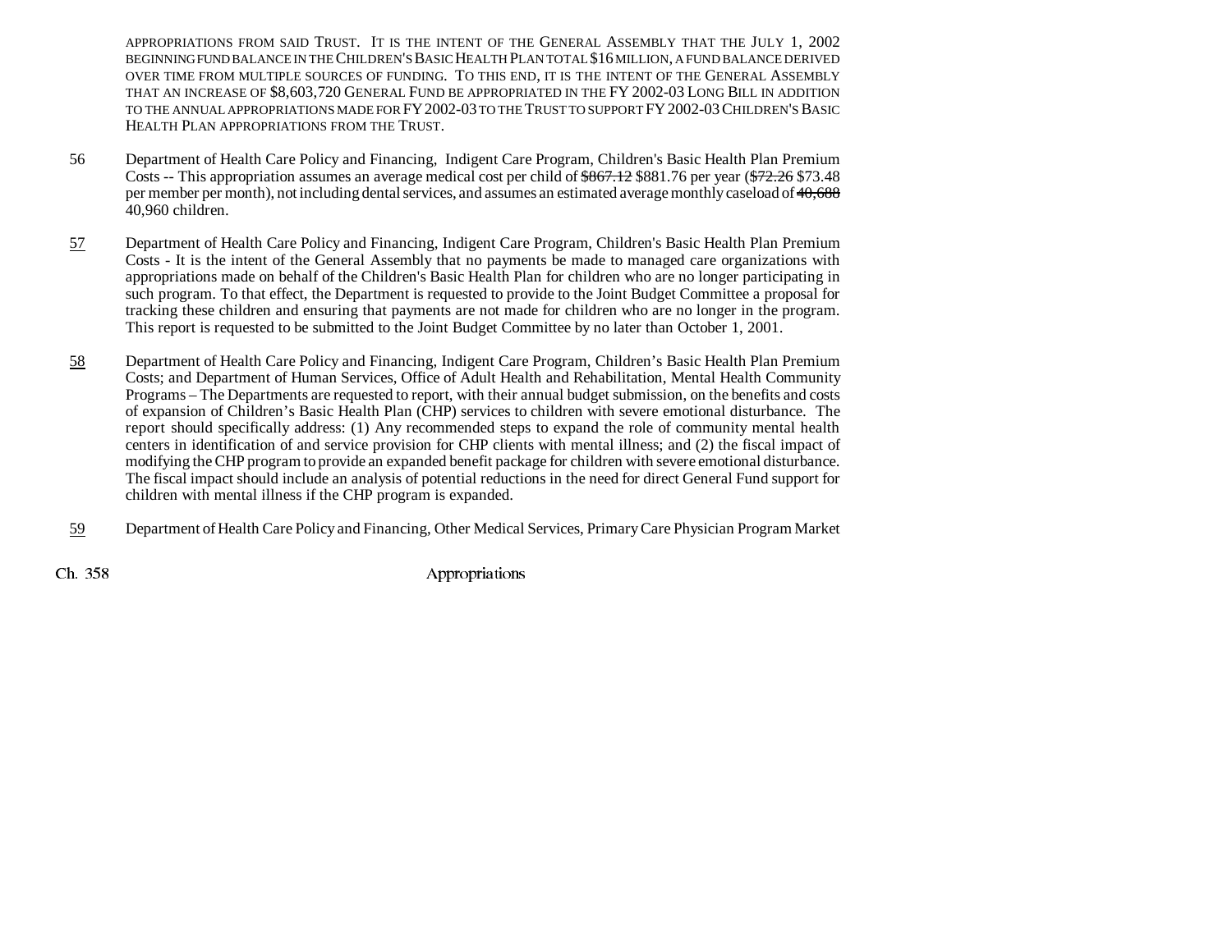APPROPRIATIONS FROM SAID TRUST. IT IS THE INTENT OF THE GENERAL ASSEMBLY THAT THE JULY 1, 2002 BEGINNING FUND BALANCE IN THE CHILDREN'S BASIC HEALTH PLAN TOTAL $16 MILLION, A FUND BALANCE DERIVED OVER TIME FROM MULTIPLE SOURCES OF FUNDING. TO THIS END, IT IS THE INTENT OF THE GENERAL ASSEMBLY THAT AN INCREASE OF $8,603,720 GENERAL FUND BE APPROPRIATED IN THE FY 2002-03 LONG BILL IN ADDITION TO THE ANNUAL APPROPRIATIONS MADE FOR FY 2002-03 TO THE TRUST TO SUPPORT FY 2002-03 CHILDREN'S BASIC HEALTH PLAN APPROPRIATIONS FROM THE TRUST.

56 Department of Health Care Policy and Financing, Indigent Care Program, Children's Basic Health Plan Premium Costs -- This appropriation assumes an average medical cost per child of ~~$867.12~~ $881.76 per year (~~$72.26~~ $73.48 per member per month), not including dental services, and assumes an estimated average monthly caseload of ~~40,688~~ 40,960 children.

57 Department of Health Care Policy and Financing, Indigent Care Program, Children's Basic Health Plan Premium Costs - It is the intent of the General Assembly that no payments be made to managed care organizations with appropriations made on behalf of the Children's Basic Health Plan for children who are no longer participating in such program. To that effect, the Department is requested to provide to the Joint Budget Committee a proposal for tracking these children and ensuring that payments are not made for children who are no longer in the program. This report is requested to be submitted to the Joint Budget Committee by no later than October 1, 2001.

58 Department of Health Care Policy and Financing, Indigent Care Program, Children's Basic Health Plan Premium Costs; and Department of Human Services, Office of Adult Health and Rehabilitation, Mental Health Community Programs – The Departments are requested to report, with their annual budget submission, on the benefits and costs of expansion of Children's Basic Health Plan (CHP) services to children with severe emotional disturbance. The report should specifically address: (1) Any recommended steps to expand the role of community mental health centers in identification of and service provision for CHP clients with mental illness; and (2) the fiscal impact of modifying the CHP program to provide an expanded benefit package for children with severe emotional disturbance. The fiscal impact should include an analysis of potential reductions in the need for direct General Fund support for children with mental illness if the CHP program is expanded.

59 Department of Health Care Policy and Financing, Other Medical Services, Primary Care Physician Program Market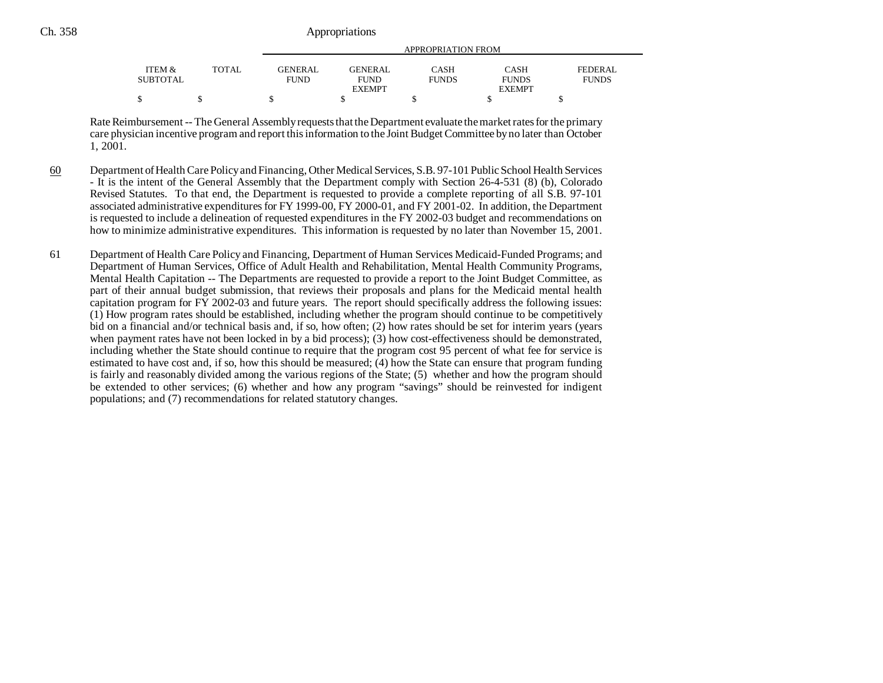| ITEM & SUBTOTAL | TOTAL | GENERAL FUND | GENERAL FUND EXEMPT | CASH FUNDS | CASH FUNDS EXEMPT | FEDERAL FUNDS |
|---|---|---|---|---|---|---|
| $ | $ | $ | $ | $ | $ | $ |

APPROPRIATION FROM

Rate Reimbursement -- The General Assembly requests that the Department evaluate the market rates for the primary care physician incentive program and report this information to the Joint Budget Committee by no later than October 1, 2001.

60 Department of Health Care Policy and Financing, Other Medical Services, S.B. 97-101 Public School Health Services - It is the intent of the General Assembly that the Department comply with Section 26-4-531 (8) (b), Colorado Revised Statutes. To that end, the Department is requested to provide a complete reporting of all S.B. 97-101 associated administrative expenditures for FY 1999-00, FY 2000-01, and FY 2001-02. In addition, the Department is requested to include a delineation of requested expenditures in the FY 2002-03 budget and recommendations on how to minimize administrative expenditures. This information is requested by no later than November 15, 2001.

61 Department of Health Care Policy and Financing, Department of Human Services Medicaid-Funded Programs; and Department of Human Services, Office of Adult Health and Rehabilitation, Mental Health Community Programs, Mental Health Capitation -- The Departments are requested to provide a report to the Joint Budget Committee, as part of their annual budget submission, that reviews their proposals and plans for the Medicaid mental health capitation program for FY 2002-03 and future years. The report should specifically address the following issues: (1) How program rates should be established, including whether the program should continue to be competitively bid on a financial and/or technical basis and, if so, how often; (2) how rates should be set for interim years (years when payment rates have not been locked in by a bid process); (3) how cost-effectiveness should be demonstrated, including whether the State should continue to require that the program cost 95 percent of what fee for service is estimated to have cost and, if so, how this should be measured; (4) how the State can ensure that program funding is fairly and reasonably divided among the various regions of the State; (5) whether and how the program should be extended to other services; (6) whether and how any program "savings" should be reinvested for indigent populations; and (7) recommendations for related statutory changes.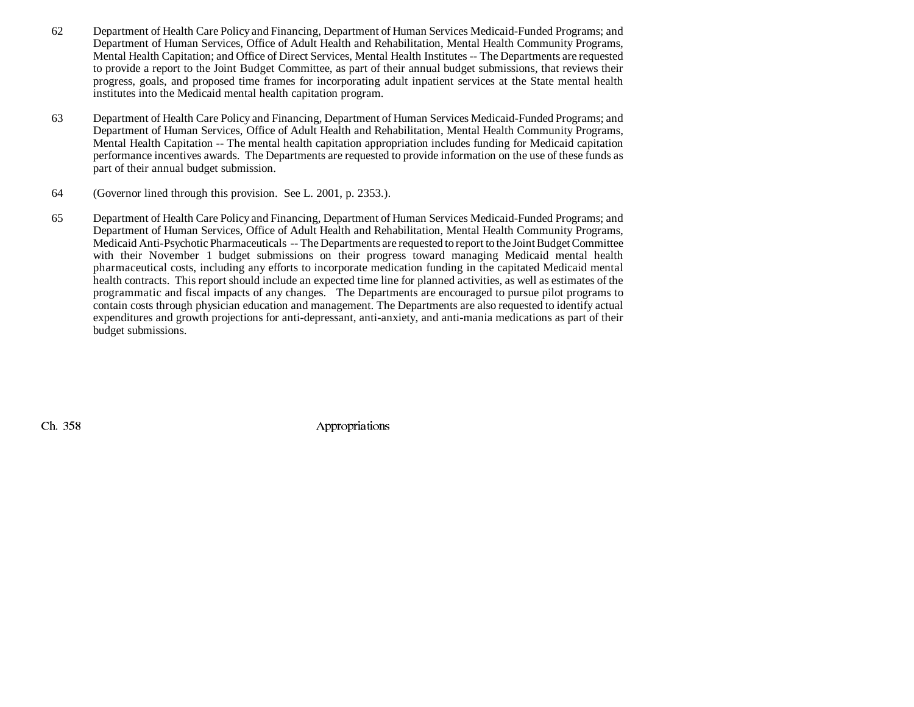62 Department of Health Care Policy and Financing, Department of Human Services Medicaid-Funded Programs; and Department of Human Services, Office of Adult Health and Rehabilitation, Mental Health Community Programs, Mental Health Capitation; and Office of Direct Services, Mental Health Institutes -- The Departments are requested to provide a report to the Joint Budget Committee, as part of their annual budget submissions, that reviews their progress, goals, and proposed time frames for incorporating adult inpatient services at the State mental health institutes into the Medicaid mental health capitation program.

63 Department of Health Care Policy and Financing, Department of Human Services Medicaid-Funded Programs; and Department of Human Services, Office of Adult Health and Rehabilitation, Mental Health Community Programs, Mental Health Capitation -- The mental health capitation appropriation includes funding for Medicaid capitation performance incentives awards. The Departments are requested to provide information on the use of these funds as part of their annual budget submission.

64 (Governor lined through this provision. See L. 2001, p. 2353.).

65 Department of Health Care Policy and Financing, Department of Human Services Medicaid-Funded Programs; and Department of Human Services, Office of Adult Health and Rehabilitation, Mental Health Community Programs, Medicaid Anti-Psychotic Pharmaceuticals -- The Departments are requested to report to the Joint Budget Committee with their November 1 budget submissions on their progress toward managing Medicaid mental health pharmaceutical costs, including any efforts to incorporate medication funding in the capitated Medicaid mental health contracts. This report should include an expected time line for planned activities, as well as estimates of the programmatic and fiscal impacts of any changes. The Departments are encouraged to pursue pilot programs to contain costs through physician education and management. The Departments are also requested to identify actual expenditures and growth projections for anti-depressant, anti-anxiety, and anti-mania medications as part of their budget submissions.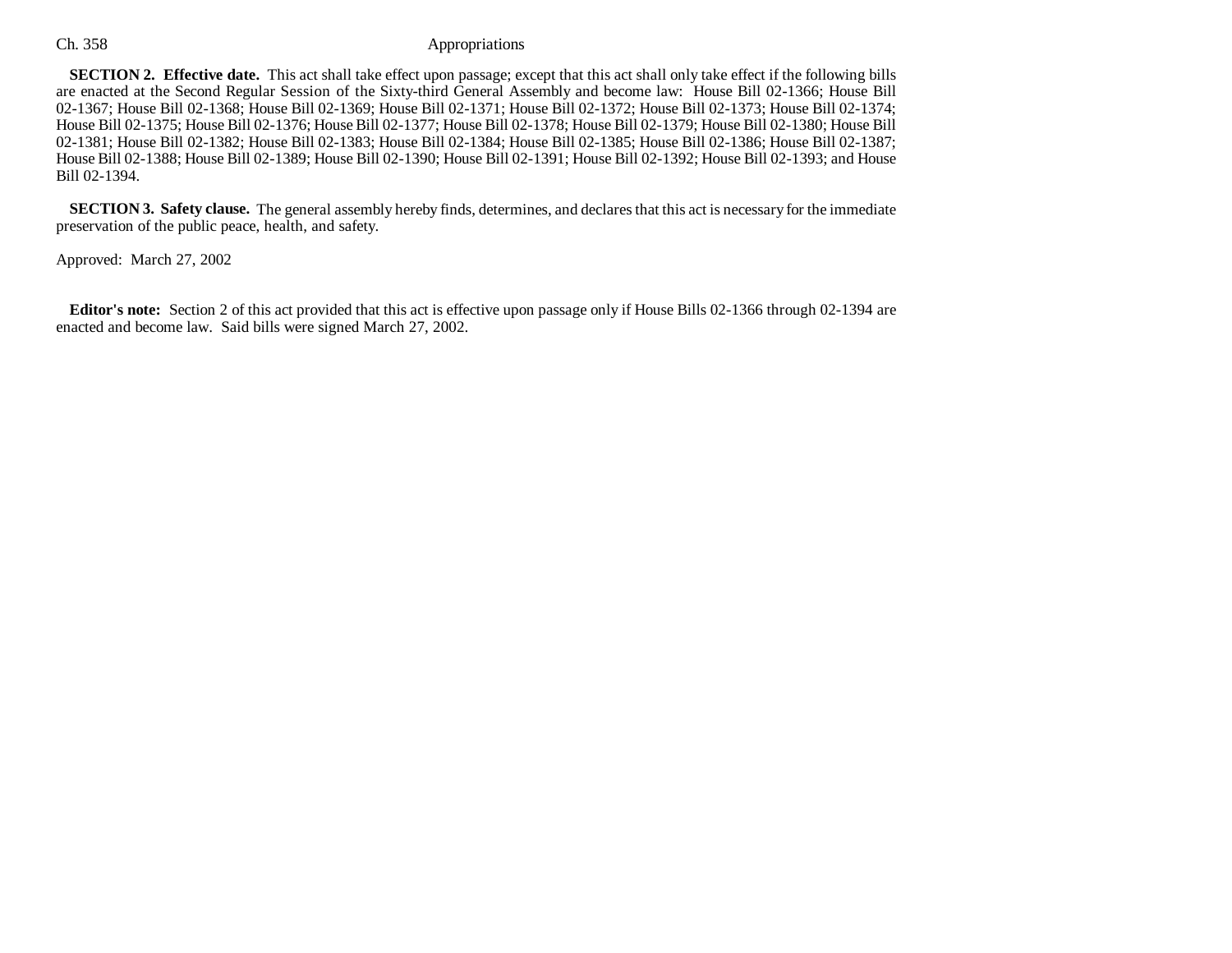**SECTION 2. Effective date.** This act shall take effect upon passage; except that this act shall only take effect if the following bills are enacted at the Second Regular Session of the Sixty-third General Assembly and become law: House Bill 02-1366; House Bill 02-1367; House Bill 02-1368; House Bill 02-1369; House Bill 02-1371; House Bill 02-1372; House Bill 02-1373; House Bill 02-1374; House Bill 02-1375; House Bill 02-1376; House Bill 02-1377; House Bill 02-1378; House Bill 02-1379; House Bill 02-1380; House Bill 02-1381; House Bill 02-1382; House Bill 02-1383; House Bill 02-1384; House Bill 02-1385; House Bill 02-1386; House Bill 02-1387; House Bill 02-1388; House Bill 02-1389; House Bill 02-1390; House Bill 02-1391; House Bill 02-1392; House Bill 02-1393; and House Bill 02-1394.

**SECTION 3. Safety clause.** The general assembly hereby finds, determines, and declares that this act is necessary for the immediate preservation of the public peace, health, and safety.

Approved: March 27, 2002

**Editor's note:** Section 2 of this act provided that this act is effective upon passage only if House Bills 02-1366 through 02-1394 are enacted and become law. Said bills were signed March 27, 2002.